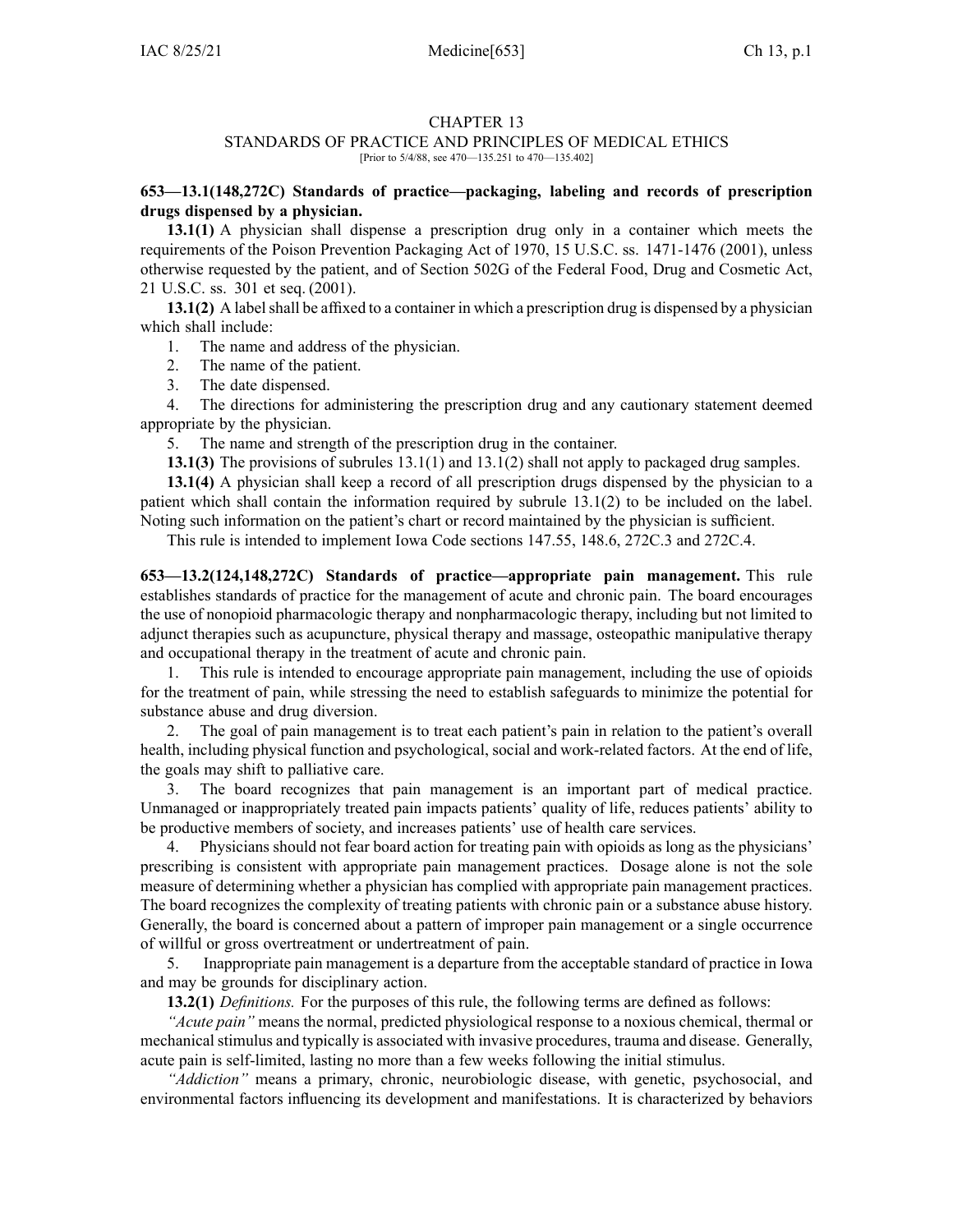# CHAPTER 13

## STANDARDS OF PRACTICE AND PRINCIPLES OF MEDICAL ETHICS

[Prior to 5/4/88, see 470—135.251 to 470—135.402]

**653—13.1(148,272C) Standards of practice—packaging, labeling and records of prescription drugs dispensed by a physician.**

**13.1(1)** A physician shall dispense a prescription drug only in a container which meets the requirements of the Poison Prevention Packaging Act of 1970, 15 U.S.C. ss. 1471-1476 (2001), unless otherwise requested by the patient, and of Section 502G of the Federal Food, Drug and Cosmetic Act, 21 U.S.C. ss. 301 et seq. (2001).

**13.1(2)** A label shall be affixed to a container in which a prescription drug is dispensed by a physician which shall include:

1. The name and address of the physician.
2. The name of the patient.
3. The date dispensed.
4. The directions for administering the prescription drug and any cautionary statement deemed appropriate by the physician.
5. The name and strength of the prescription drug in the container.

**13.1(3)** The provisions of subrules 13.1(1) and 13.1(2) shall not apply to packaged drug samples.

**13.1(4)** A physician shall keep a record of all prescription drugs dispensed by the physician to a patient which shall contain the information required by subrule 13.1(2) to be included on the label. Noting such information on the patient's chart or record maintained by the physician is sufficient.

This rule is intended to implement Iowa Code sections 147.55, 148.6, 272C.3 and 272C.4.

**653—13.2(124,148,272C) Standards of practice—appropriate pain management.** This rule establishes standards of practice for the management of acute and chronic pain. The board encourages the use of nonopioid pharmacologic therapy and nonpharmacologic therapy, including but not limited to adjunct therapies such as acupuncture, physical therapy and massage, osteopathic manipulative therapy and occupational therapy in the treatment of acute and chronic pain.

1. This rule is intended to encourage appropriate pain management, including the use of opioids for the treatment of pain, while stressing the need to establish safeguards to minimize the potential for substance abuse and drug diversion.
2. The goal of pain management is to treat each patient's pain in relation to the patient's overall health, including physical function and psychological, social and work-related factors. At the end of life, the goals may shift to palliative care.
3. The board recognizes that pain management is an important part of medical practice. Unmanaged or inappropriately treated pain impacts patients' quality of life, reduces patients' ability to be productive members of society, and increases patients' use of health care services.
4. Physicians should not fear board action for treating pain with opioids as long as the physicians' prescribing is consistent with appropriate pain management practices. Dosage alone is not the sole measure of determining whether a physician has complied with appropriate pain management practices. The board recognizes the complexity of treating patients with chronic pain or a substance abuse history. Generally, the board is concerned about a pattern of improper pain management or a single occurrence of willful or gross overtreatment or undertreatment of pain.
5. Inappropriate pain management is a departure from the acceptable standard of practice in Iowa and may be grounds for disciplinary action.

**13.2(1)** *Definitions.* For the purposes of this rule, the following terms are defined as follows:

*"Acute pain"* means the normal, predicted physiological response to a noxious chemical, thermal or mechanical stimulus and typically is associated with invasive procedures, trauma and disease. Generally, acute pain is self-limited, lasting no more than a few weeks following the initial stimulus.

*"Addiction"* means a primary, chronic, neurobiologic disease, with genetic, psychosocial, and environmental factors influencing its development and manifestations. It is characterized by behaviors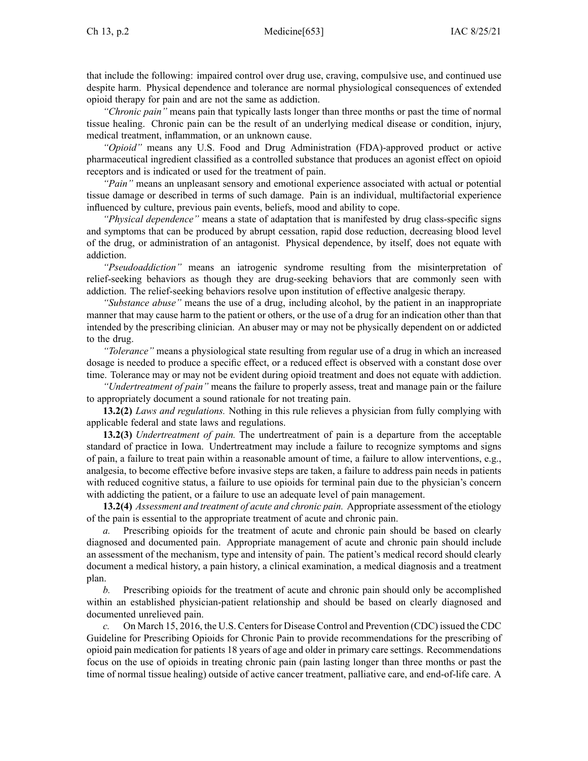that include the following: impaired control over drug use, craving, compulsive use, and continued use despite harm. Physical dependence and tolerance are normal physiological consequences of extended opioid therapy for pain and are not the same as addiction.

*"Chronic pain"* means pain that typically lasts longer than three months or past the time of normal tissue healing. Chronic pain can be the result of an underlying medical disease or condition, injury, medical treatment, inflammation, or an unknown cause.

*"Opioid"* means any U.S. Food and Drug Administration (FDA)-approved product or active pharmaceutical ingredient classified as a controlled substance that produces an agonist effect on opioid receptors and is indicated or used for the treatment of pain.

*"Pain"* means an unpleasant sensory and emotional experience associated with actual or potential tissue damage or described in terms of such damage. Pain is an individual, multifactorial experience influenced by culture, previous pain events, beliefs, mood and ability to cope.

*"Physical dependence"* means a state of adaptation that is manifested by drug class-specific signs and symptoms that can be produced by abrupt cessation, rapid dose reduction, decreasing blood level of the drug, or administration of an antagonist. Physical dependence, by itself, does not equate with addiction.

*"Pseudoaddiction"* means an iatrogenic syndrome resulting from the misinterpretation of relief-seeking behaviors as though they are drug-seeking behaviors that are commonly seen with addiction. The relief-seeking behaviors resolve upon institution of effective analgesic therapy.

*"Substance abuse"* means the use of a drug, including alcohol, by the patient in an inappropriate manner that may cause harm to the patient or others, or the use of a drug for an indication other than that intended by the prescribing clinician. An abuser may or may not be physically dependent on or addicted to the drug.

*"Tolerance"* means a physiological state resulting from regular use of a drug in which an increased dosage is needed to produce a specific effect, or a reduced effect is observed with a constant dose over time. Tolerance may or may not be evident during opioid treatment and does not equate with addiction.

*"Undertreatment of pain"* means the failure to properly assess, treat and manage pain or the failure to appropriately document a sound rationale for not treating pain.

**13.2(2)** *Laws and regulations.* Nothing in this rule relieves a physician from fully complying with applicable federal and state laws and regulations.

**13.2(3)** *Undertreatment of pain.* The undertreatment of pain is a departure from the acceptable standard of practice in Iowa. Undertreatment may include a failure to recognize symptoms and signs of pain, a failure to treat pain within a reasonable amount of time, a failure to allow interventions, e.g., analgesia, to become effective before invasive steps are taken, a failure to address pain needs in patients with reduced cognitive status, a failure to use opioids for terminal pain due to the physician's concern with addicting the patient, or a failure to use an adequate level of pain management.

**13.2(4)** *Assessment and treatment of acute and chronic pain.* Appropriate assessment of the etiology of the pain is essential to the appropriate treatment of acute and chronic pain.

*a.* Prescribing opioids for the treatment of acute and chronic pain should be based on clearly diagnosed and documented pain. Appropriate management of acute and chronic pain should include an assessment of the mechanism, type and intensity of pain. The patient's medical record should clearly document a medical history, a pain history, a clinical examination, a medical diagnosis and a treatment plan.

*b.* Prescribing opioids for the treatment of acute and chronic pain should only be accomplished within an established physician-patient relationship and should be based on clearly diagnosed and documented unrelieved pain.

*c.* On March 15, 2016, the U.S. Centers for Disease Control and Prevention (CDC) issued the CDC Guideline for Prescribing Opioids for Chronic Pain to provide recommendations for the prescribing of opioid pain medication for patients 18 years of age and older in primary care settings. Recommendations focus on the use of opioids in treating chronic pain (pain lasting longer than three months or past the time of normal tissue healing) outside of active cancer treatment, palliative care, and end-of-life care. A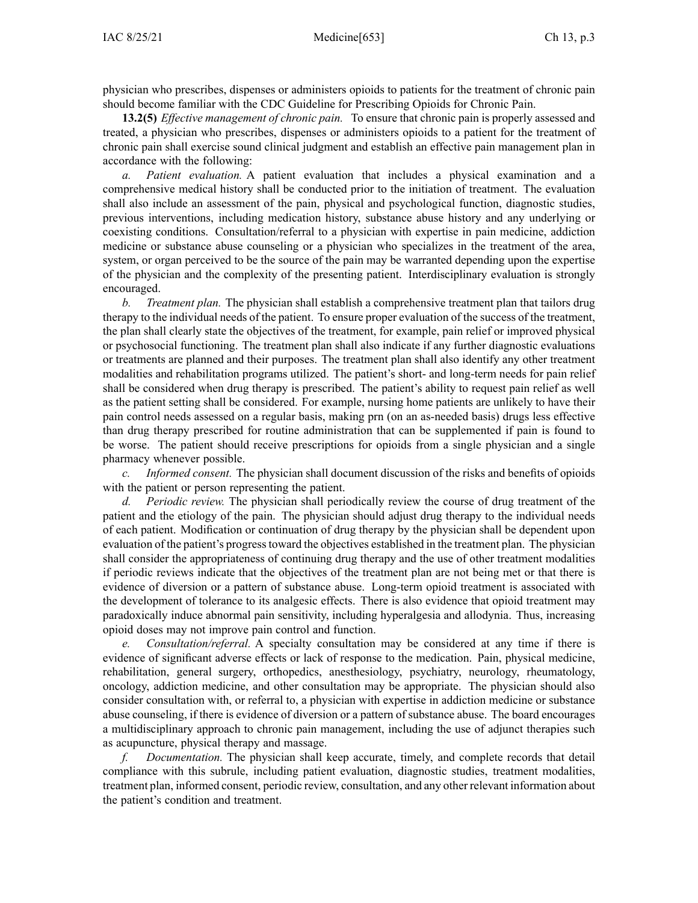physician who prescribes, dispenses or administers opioids to patients for the treatment of chronic pain should become familiar with the CDC Guideline for Prescribing Opioids for Chronic Pain.

**13.2(5)** *Effective management of chronic pain.* To ensure that chronic pain is properly assessed and treated, a physician who prescribes, dispenses or administers opioids to a patient for the treatment of chronic pain shall exercise sound clinical judgment and establish an effective pain management plan in accordance with the following:

*a. Patient evaluation.* A patient evaluation that includes a physical examination and a comprehensive medical history shall be conducted prior to the initiation of treatment. The evaluation shall also include an assessment of the pain, physical and psychological function, diagnostic studies, previous interventions, including medication history, substance abuse history and any underlying or coexisting conditions. Consultation/referral to a physician with expertise in pain medicine, addiction medicine or substance abuse counseling or a physician who specializes in the treatment of the area, system, or organ perceived to be the source of the pain may be warranted depending upon the expertise of the physician and the complexity of the presenting patient. Interdisciplinary evaluation is strongly encouraged.

*b. Treatment plan.* The physician shall establish a comprehensive treatment plan that tailors drug therapy to the individual needs of the patient. To ensure proper evaluation of the success of the treatment, the plan shall clearly state the objectives of the treatment, for example, pain relief or improved physical or psychosocial functioning. The treatment plan shall also indicate if any further diagnostic evaluations or treatments are planned and their purposes. The treatment plan shall also identify any other treatment modalities and rehabilitation programs utilized. The patient's short- and long-term needs for pain relief shall be considered when drug therapy is prescribed. The patient's ability to request pain relief as well as the patient setting shall be considered. For example, nursing home patients are unlikely to have their pain control needs assessed on a regular basis, making prn (on an as-needed basis) drugs less effective than drug therapy prescribed for routine administration that can be supplemented if pain is found to be worse. The patient should receive prescriptions for opioids from a single physician and a single pharmacy whenever possible.

*c. Informed consent.* The physician shall document discussion of the risks and benefits of opioids with the patient or person representing the patient.

*d. Periodic review.* The physician shall periodically review the course of drug treatment of the patient and the etiology of the pain. The physician should adjust drug therapy to the individual needs of each patient. Modification or continuation of drug therapy by the physician shall be dependent upon evaluation of the patient's progress toward the objectives established in the treatment plan. The physician shall consider the appropriateness of continuing drug therapy and the use of other treatment modalities if periodic reviews indicate that the objectives of the treatment plan are not being met or that there is evidence of diversion or a pattern of substance abuse. Long-term opioid treatment is associated with the development of tolerance to its analgesic effects. There is also evidence that opioid treatment may paradoxically induce abnormal pain sensitivity, including hyperalgesia and allodynia. Thus, increasing opioid doses may not improve pain control and function.

*e. Consultation/referral.* A specialty consultation may be considered at any time if there is evidence of significant adverse effects or lack of response to the medication. Pain, physical medicine, rehabilitation, general surgery, orthopedics, anesthesiology, psychiatry, neurology, rheumatology, oncology, addiction medicine, and other consultation may be appropriate. The physician should also consider consultation with, or referral to, a physician with expertise in addiction medicine or substance abuse counseling, if there is evidence of diversion or a pattern of substance abuse. The board encourages a multidisciplinary approach to chronic pain management, including the use of adjunct therapies such as acupuncture, physical therapy and massage.

*f. Documentation.* The physician shall keep accurate, timely, and complete records that detail compliance with this subrule, including patient evaluation, diagnostic studies, treatment modalities, treatment plan, informed consent, periodic review, consultation, and any other relevant information about the patient's condition and treatment.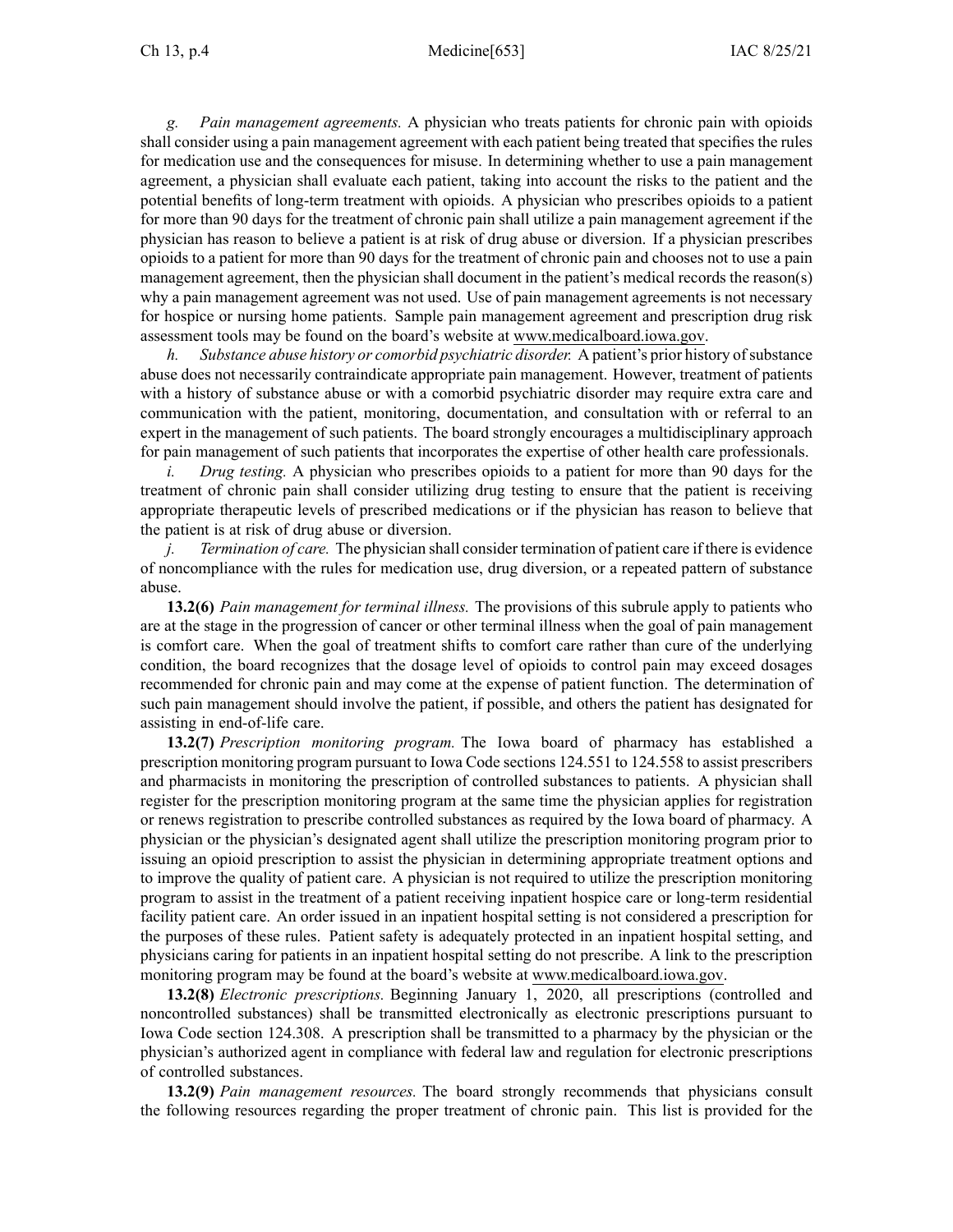*g. Pain management agreements.* A physician who treats patients for chronic pain with opioids shall consider using a pain management agreement with each patient being treated that specifies the rules for medication use and the consequences for misuse. In determining whether to use a pain management agreement, a physician shall evaluate each patient, taking into account the risks to the patient and the potential benefits of long-term treatment with opioids. A physician who prescribes opioids to a patient for more than 90 days for the treatment of chronic pain shall utilize a pain management agreement if the physician has reason to believe a patient is at risk of drug abuse or diversion. If a physician prescribes opioids to a patient for more than 90 days for the treatment of chronic pain and chooses not to use a pain management agreement, then the physician shall document in the patient's medical records the reason(s) why a pain management agreement was not used. Use of pain management agreements is not necessary for hospice or nursing home patients. Sample pain management agreement and prescription drug risk assessment tools may be found on the board's website at www.medicalboard.iowa.gov.

*h. Substance abuse history or comorbid psychiatric disorder.* A patient's prior history of substance abuse does not necessarily contraindicate appropriate pain management. However, treatment of patients with a history of substance abuse or with a comorbid psychiatric disorder may require extra care and communication with the patient, monitoring, documentation, and consultation with or referral to an expert in the management of such patients. The board strongly encourages a multidisciplinary approach for pain management of such patients that incorporates the expertise of other health care professionals.

*i. Drug testing.* A physician who prescribes opioids to a patient for more than 90 days for the treatment of chronic pain shall consider utilizing drug testing to ensure that the patient is receiving appropriate therapeutic levels of prescribed medications or if the physician has reason to believe that the patient is at risk of drug abuse or diversion.

*j. Termination of care.* The physician shall consider termination of patient care if there is evidence of noncompliance with the rules for medication use, drug diversion, or a repeated pattern of substance abuse.

**13.2(6)** *Pain management for terminal illness.* The provisions of this subrule apply to patients who are at the stage in the progression of cancer or other terminal illness when the goal of pain management is comfort care. When the goal of treatment shifts to comfort care rather than cure of the underlying condition, the board recognizes that the dosage level of opioids to control pain may exceed dosages recommended for chronic pain and may come at the expense of patient function. The determination of such pain management should involve the patient, if possible, and others the patient has designated for assisting in end-of-life care.

**13.2(7)** *Prescription monitoring program.* The Iowa board of pharmacy has established a prescription monitoring program pursuant to Iowa Code sections 124.551 to 124.558 to assist prescribers and pharmacists in monitoring the prescription of controlled substances to patients. A physician shall register for the prescription monitoring program at the same time the physician applies for registration or renews registration to prescribe controlled substances as required by the Iowa board of pharmacy. A physician or the physician's designated agent shall utilize the prescription monitoring program prior to issuing an opioid prescription to assist the physician in determining appropriate treatment options and to improve the quality of patient care. A physician is not required to utilize the prescription monitoring program to assist in the treatment of a patient receiving inpatient hospice care or long-term residential facility patient care. An order issued in an inpatient hospital setting is not considered a prescription for the purposes of these rules. Patient safety is adequately protected in an inpatient hospital setting, and physicians caring for patients in an inpatient hospital setting do not prescribe. A link to the prescription monitoring program may be found at the board's website at www.medicalboard.iowa.gov.

**13.2(8)** *Electronic prescriptions.* Beginning January 1, 2020, all prescriptions (controlled and noncontrolled substances) shall be transmitted electronically as electronic prescriptions pursuant to Iowa Code section 124.308. A prescription shall be transmitted to a pharmacy by the physician or the physician's authorized agent in compliance with federal law and regulation for electronic prescriptions of controlled substances.

**13.2(9)** *Pain management resources.* The board strongly recommends that physicians consult the following resources regarding the proper treatment of chronic pain. This list is provided for the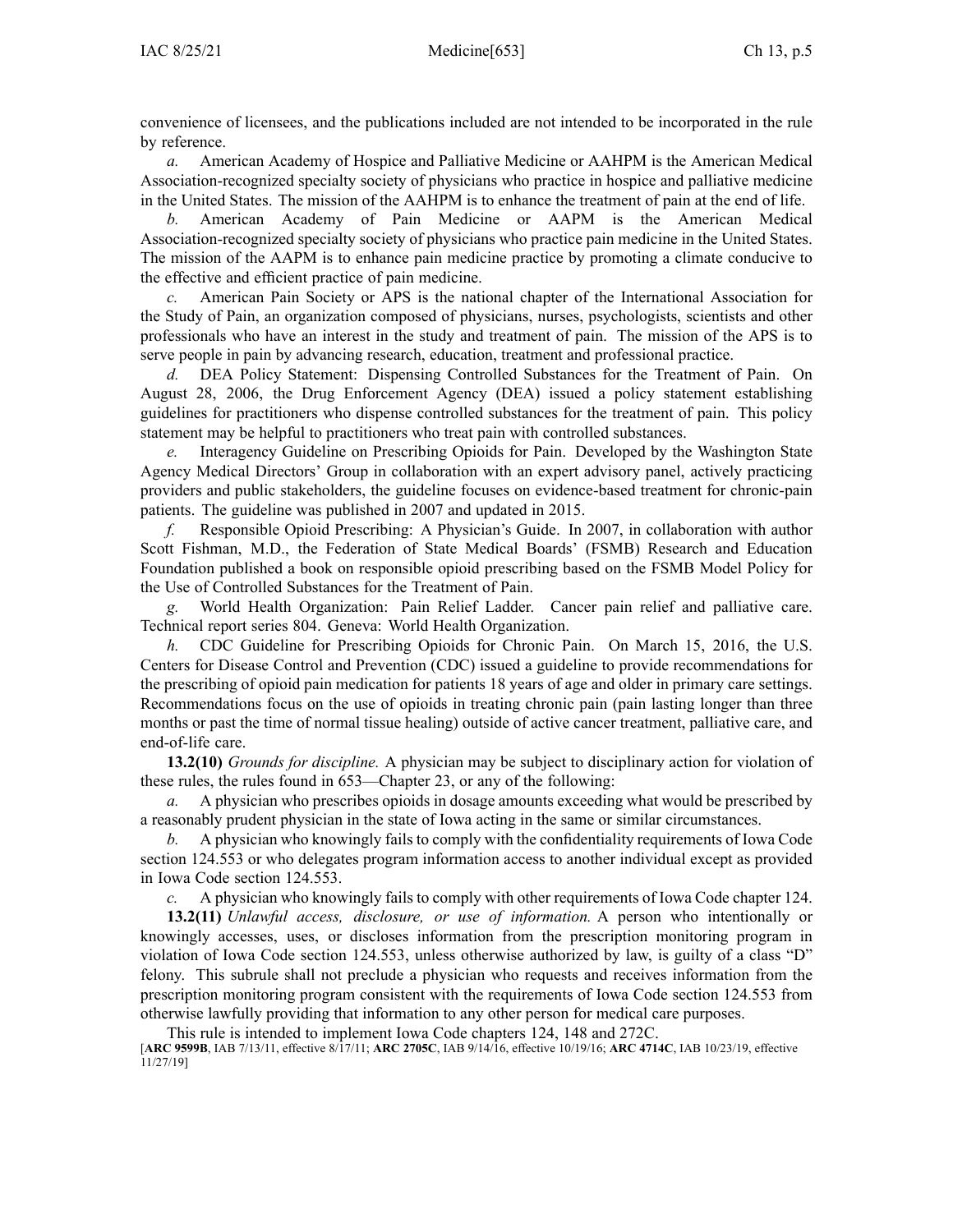convenience of licensees, and the publications included are not intended to be incorporated in the rule by reference.

*a.* American Academy of Hospice and Palliative Medicine or AAHPM is the American Medical Association-recognized specialty society of physicians who practice in hospice and palliative medicine in the United States. The mission of the AAHPM is to enhance the treatment of pain at the end of life.

*b.* American Academy of Pain Medicine or AAPM is the American Medical Association-recognized specialty society of physicians who practice pain medicine in the United States. The mission of the AAPM is to enhance pain medicine practice by promoting a climate conducive to the effective and efficient practice of pain medicine.

*c.* American Pain Society or APS is the national chapter of the International Association for the Study of Pain, an organization composed of physicians, nurses, psychologists, scientists and other professionals who have an interest in the study and treatment of pain. The mission of the APS is to serve people in pain by advancing research, education, treatment and professional practice.

*d.* DEA Policy Statement: Dispensing Controlled Substances for the Treatment of Pain. On August 28, 2006, the Drug Enforcement Agency (DEA) issued a policy statement establishing guidelines for practitioners who dispense controlled substances for the treatment of pain. This policy statement may be helpful to practitioners who treat pain with controlled substances.

*e.* Interagency Guideline on Prescribing Opioids for Pain. Developed by the Washington State Agency Medical Directors' Group in collaboration with an expert advisory panel, actively practicing providers and public stakeholders, the guideline focuses on evidence-based treatment for chronic-pain patients. The guideline was published in 2007 and updated in 2015.

*f.* Responsible Opioid Prescribing: A Physician's Guide. In 2007, in collaboration with author Scott Fishman, M.D., the Federation of State Medical Boards' (FSMB) Research and Education Foundation published a book on responsible opioid prescribing based on the FSMB Model Policy for the Use of Controlled Substances for the Treatment of Pain.

*g.* World Health Organization: Pain Relief Ladder. Cancer pain relief and palliative care. Technical report series 804. Geneva: World Health Organization.

*h.* CDC Guideline for Prescribing Opioids for Chronic Pain. On March 15, 2016, the U.S. Centers for Disease Control and Prevention (CDC) issued a guideline to provide recommendations for the prescribing of opioid pain medication for patients 18 years of age and older in primary care settings. Recommendations focus on the use of opioids in treating chronic pain (pain lasting longer than three months or past the time of normal tissue healing) outside of active cancer treatment, palliative care, and end-of-life care.

**13.2(10)** *Grounds for discipline.* A physician may be subject to disciplinary action for violation of these rules, the rules found in 653—Chapter 23, or any of the following:

*a.* A physician who prescribes opioids in dosage amounts exceeding what would be prescribed by a reasonably prudent physician in the state of Iowa acting in the same or similar circumstances.

*b.* A physician who knowingly fails to comply with the confidentiality requirements of Iowa Code section 124.553 or who delegates program information access to another individual except as provided in Iowa Code section 124.553.

*c.* A physician who knowingly fails to comply with other requirements of Iowa Code chapter 124.

**13.2(11)** *Unlawful access, disclosure, or use of information.* A person who intentionally or knowingly accesses, uses, or discloses information from the prescription monitoring program in violation of Iowa Code section 124.553, unless otherwise authorized by law, is guilty of a class "D" felony. This subrule shall not preclude a physician who requests and receives information from the prescription monitoring program consistent with the requirements of Iowa Code section 124.553 from otherwise lawfully providing that information to any other person for medical care purposes.

This rule is intended to implement Iowa Code chapters 124, 148 and 272C.

[**ARC 9599B**, IAB 7/13/11, effective 8/17/11; **ARC 2705C**, IAB 9/14/16, effective 10/19/16; **ARC 4714C**, IAB 10/23/19, effective 11/27/19]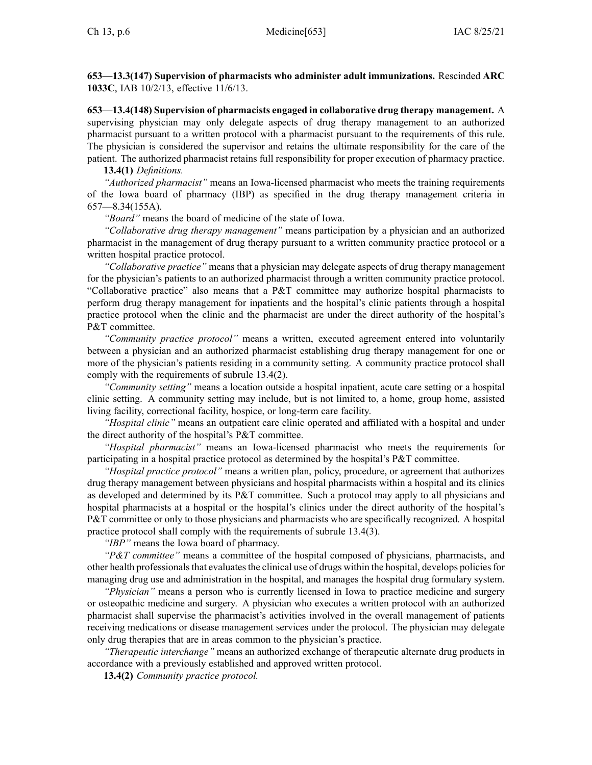**653—13.3(147) Supervision of pharmacists who administer adult immunizations.** Rescinded **ARC 1033C**, IAB 10/2/13, effective 11/6/13.

**653—13.4(148) Supervision of pharmacists engaged in collaborative drug therapy management.** A supervising physician may only delegate aspects of drug therapy management to an authorized pharmacist pursuant to a written protocol with a pharmacist pursuant to the requirements of this rule. The physician is considered the supervisor and retains the ultimate responsibility for the care of the patient. The authorized pharmacist retains full responsibility for proper execution of pharmacy practice.

**13.4(1)** *Definitions.*

*"Authorized pharmacist"* means an Iowa-licensed pharmacist who meets the training requirements of the Iowa board of pharmacy (IBP) as specified in the drug therapy management criteria in 657—8.34(155A).

*"Board"* means the board of medicine of the state of Iowa.

*"Collaborative drug therapy management"* means participation by a physician and an authorized pharmacist in the management of drug therapy pursuant to a written community practice protocol or a written hospital practice protocol.

*"Collaborative practice"* means that a physician may delegate aspects of drug therapy management for the physician's patients to an authorized pharmacist through a written community practice protocol. "Collaborative practice" also means that a P&T committee may authorize hospital pharmacists to perform drug therapy management for inpatients and the hospital's clinic patients through a hospital practice protocol when the clinic and the pharmacist are under the direct authority of the hospital's P&T committee.

*"Community practice protocol"* means a written, executed agreement entered into voluntarily between a physician and an authorized pharmacist establishing drug therapy management for one or more of the physician's patients residing in a community setting. A community practice protocol shall comply with the requirements of subrule 13.4(2).

*"Community setting"* means a location outside a hospital inpatient, acute care setting or a hospital clinic setting. A community setting may include, but is not limited to, a home, group home, assisted living facility, correctional facility, hospice, or long-term care facility.

*"Hospital clinic"* means an outpatient care clinic operated and affiliated with a hospital and under the direct authority of the hospital's P&T committee.

*"Hospital pharmacist"* means an Iowa-licensed pharmacist who meets the requirements for participating in a hospital practice protocol as determined by the hospital's P&T committee.

*"Hospital practice protocol"* means a written plan, policy, procedure, or agreement that authorizes drug therapy management between physicians and hospital pharmacists within a hospital and its clinics as developed and determined by its P&T committee. Such a protocol may apply to all physicians and hospital pharmacists at a hospital or the hospital's clinics under the direct authority of the hospital's P&T committee or only to those physicians and pharmacists who are specifically recognized. A hospital practice protocol shall comply with the requirements of subrule 13.4(3).

*"IBP"* means the Iowa board of pharmacy.

*"P&T committee"* means a committee of the hospital composed of physicians, pharmacists, and other health professionals that evaluates the clinical use of drugs within the hospital, develops policies for managing drug use and administration in the hospital, and manages the hospital drug formulary system.

*"Physician"* means a person who is currently licensed in Iowa to practice medicine and surgery or osteopathic medicine and surgery. A physician who executes a written protocol with an authorized pharmacist shall supervise the pharmacist's activities involved in the overall management of patients receiving medications or disease management services under the protocol. The physician may delegate only drug therapies that are in areas common to the physician's practice.

*"Therapeutic interchange"* means an authorized exchange of therapeutic alternate drug products in accordance with a previously established and approved written protocol.

**13.4(2)** *Community practice protocol.*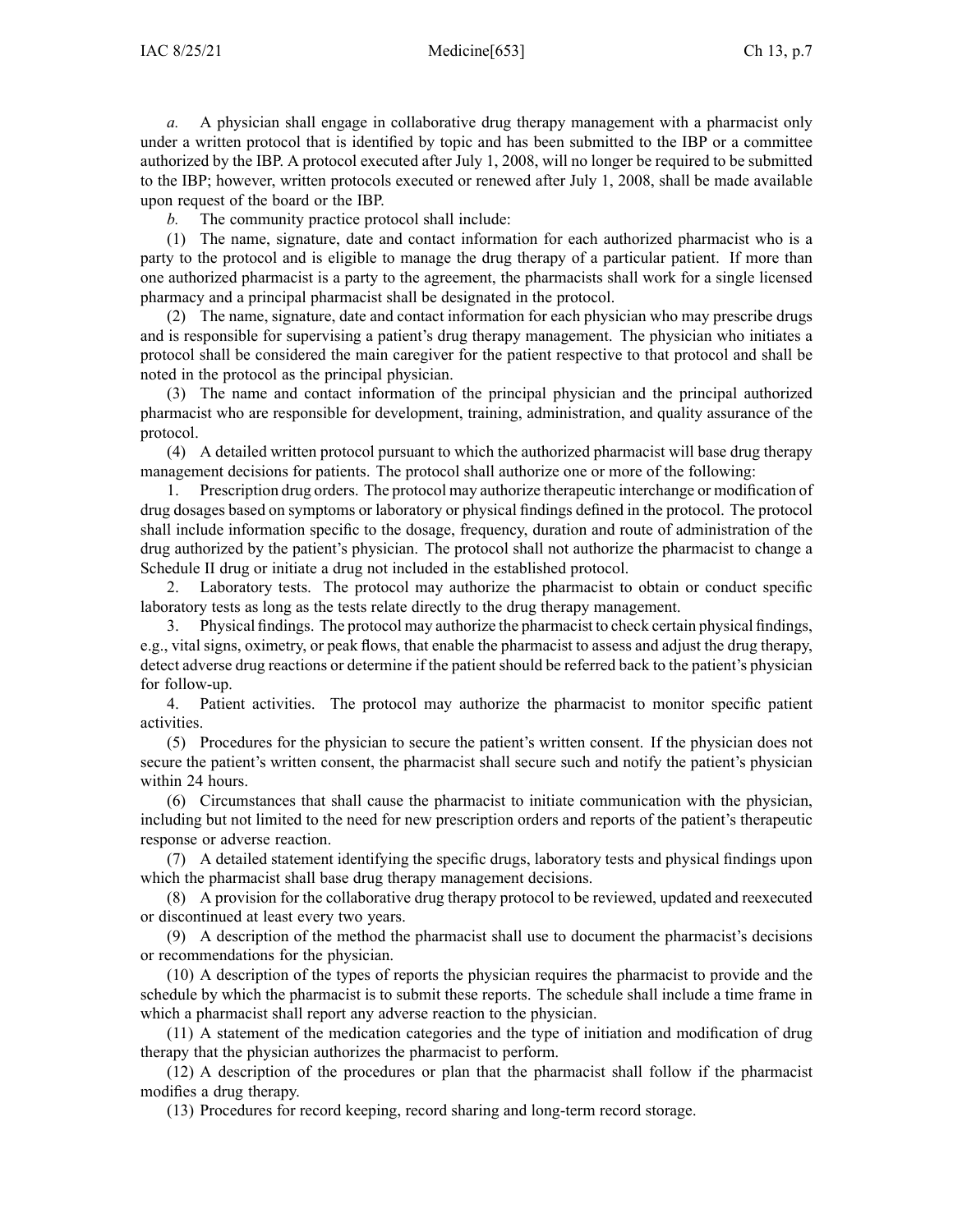*a.* A physician shall engage in collaborative drug therapy management with a pharmacist only under a written protocol that is identified by topic and has been submitted to the IBP or a committee authorized by the IBP. A protocol executed after July 1, 2008, will no longer be required to be submitted to the IBP; however, written protocols executed or renewed after July 1, 2008, shall be made available upon request of the board or the IBP.

*b.* The community practice protocol shall include:

(1) The name, signature, date and contact information for each authorized pharmacist who is a party to the protocol and is eligible to manage the drug therapy of a particular patient. If more than one authorized pharmacist is a party to the agreement, the pharmacists shall work for a single licensed pharmacy and a principal pharmacist shall be designated in the protocol.

(2) The name, signature, date and contact information for each physician who may prescribe drugs and is responsible for supervising a patient's drug therapy management. The physician who initiates a protocol shall be considered the main caregiver for the patient respective to that protocol and shall be noted in the protocol as the principal physician.

(3) The name and contact information of the principal physician and the principal authorized pharmacist who are responsible for development, training, administration, and quality assurance of the protocol.

(4) A detailed written protocol pursuant to which the authorized pharmacist will base drug therapy management decisions for patients. The protocol shall authorize one or more of the following:

1. Prescription drug orders. The protocol may authorize therapeutic interchange or modification of drug dosages based on symptoms or laboratory or physical findings defined in the protocol. The protocol shall include information specific to the dosage, frequency, duration and route of administration of the drug authorized by the patient's physician. The protocol shall not authorize the pharmacist to change a Schedule II drug or initiate a drug not included in the established protocol.

2. Laboratory tests. The protocol may authorize the pharmacist to obtain or conduct specific laboratory tests as long as the tests relate directly to the drug therapy management.

3. Physical findings. The protocol may authorize the pharmacist to check certain physical findings, e.g., vital signs, oximetry, or peak flows, that enable the pharmacist to assess and adjust the drug therapy, detect adverse drug reactions or determine if the patient should be referred back to the patient's physician for follow-up.

4. Patient activities. The protocol may authorize the pharmacist to monitor specific patient activities.

(5) Procedures for the physician to secure the patient's written consent. If the physician does not secure the patient's written consent, the pharmacist shall secure such and notify the patient's physician within 24 hours.

(6) Circumstances that shall cause the pharmacist to initiate communication with the physician, including but not limited to the need for new prescription orders and reports of the patient's therapeutic response or adverse reaction.

(7) A detailed statement identifying the specific drugs, laboratory tests and physical findings upon which the pharmacist shall base drug therapy management decisions.

(8) A provision for the collaborative drug therapy protocol to be reviewed, updated and reexecuted or discontinued at least every two years.

(9) A description of the method the pharmacist shall use to document the pharmacist's decisions or recommendations for the physician.

(10) A description of the types of reports the physician requires the pharmacist to provide and the schedule by which the pharmacist is to submit these reports. The schedule shall include a time frame in which a pharmacist shall report any adverse reaction to the physician.

(11) A statement of the medication categories and the type of initiation and modification of drug therapy that the physician authorizes the pharmacist to perform.

(12) A description of the procedures or plan that the pharmacist shall follow if the pharmacist modifies a drug therapy.

(13) Procedures for record keeping, record sharing and long-term record storage.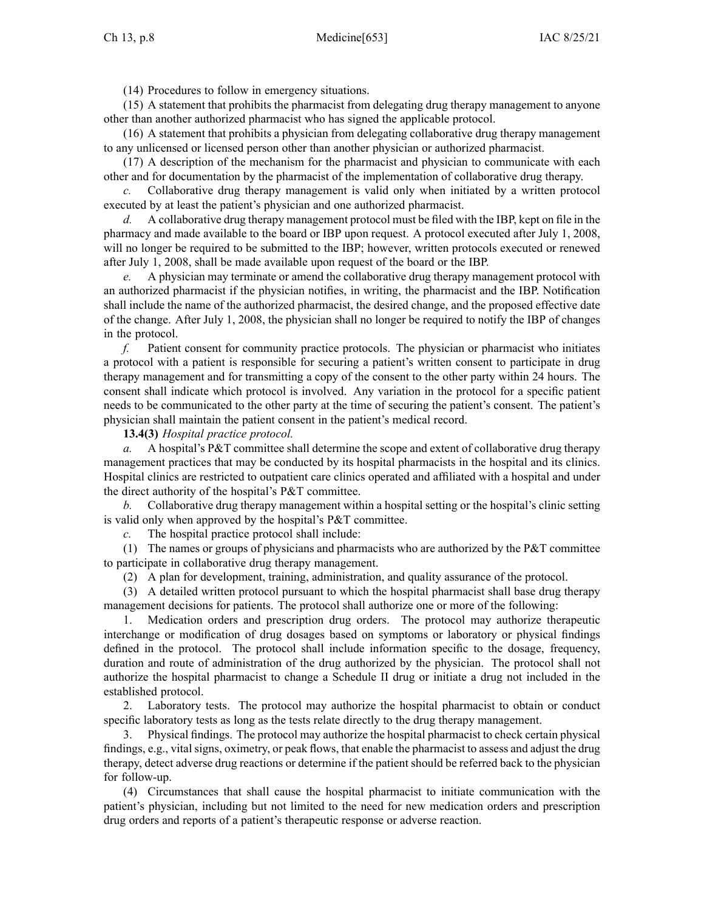(14) Procedures to follow in emergency situations.

(15) A statement that prohibits the pharmacist from delegating drug therapy management to anyone other than another authorized pharmacist who has signed the applicable protocol.

(16) A statement that prohibits a physician from delegating collaborative drug therapy management to any unlicensed or licensed person other than another physician or authorized pharmacist.

(17) A description of the mechanism for the pharmacist and physician to communicate with each other and for documentation by the pharmacist of the implementation of collaborative drug therapy.

*c.* Collaborative drug therapy management is valid only when initiated by a written protocol executed by at least the patient's physician and one authorized pharmacist.

*d.* A collaborative drug therapy management protocol must be filed with the IBP, kept on file in the pharmacy and made available to the board or IBP upon request. A protocol executed after July 1, 2008, will no longer be required to be submitted to the IBP; however, written protocols executed or renewed after July 1, 2008, shall be made available upon request of the board or the IBP.

*e.* A physician may terminate or amend the collaborative drug therapy management protocol with an authorized pharmacist if the physician notifies, in writing, the pharmacist and the IBP. Notification shall include the name of the authorized pharmacist, the desired change, and the proposed effective date of the change. After July 1, 2008, the physician shall no longer be required to notify the IBP of changes in the protocol.

*f.* Patient consent for community practice protocols. The physician or pharmacist who initiates a protocol with a patient is responsible for securing a patient's written consent to participate in drug therapy management and for transmitting a copy of the consent to the other party within 24 hours. The consent shall indicate which protocol is involved. Any variation in the protocol for a specific patient needs to be communicated to the other party at the time of securing the patient's consent. The patient's physician shall maintain the patient consent in the patient's medical record.

**13.4(3)** *Hospital practice protocol.*

*a.* A hospital's P&T committee shall determine the scope and extent of collaborative drug therapy management practices that may be conducted by its hospital pharmacists in the hospital and its clinics. Hospital clinics are restricted to outpatient care clinics operated and affiliated with a hospital and under the direct authority of the hospital's P&T committee.

*b.* Collaborative drug therapy management within a hospital setting or the hospital's clinic setting is valid only when approved by the hospital's P&T committee.

*c.* The hospital practice protocol shall include:

(1) The names or groups of physicians and pharmacists who are authorized by the P&T committee to participate in collaborative drug therapy management.

(2) A plan for development, training, administration, and quality assurance of the protocol.

(3) A detailed written protocol pursuant to which the hospital pharmacist shall base drug therapy management decisions for patients. The protocol shall authorize one or more of the following:

1. Medication orders and prescription drug orders. The protocol may authorize therapeutic interchange or modification of drug dosages based on symptoms or laboratory or physical findings defined in the protocol. The protocol shall include information specific to the dosage, frequency, duration and route of administration of the drug authorized by the physician. The protocol shall not authorize the hospital pharmacist to change a Schedule II drug or initiate a drug not included in the established protocol.

2. Laboratory tests. The protocol may authorize the hospital pharmacist to obtain or conduct specific laboratory tests as long as the tests relate directly to the drug therapy management.

3. Physical findings. The protocol may authorize the hospital pharmacist to check certain physical findings, e.g., vital signs, oximetry, or peak flows, that enable the pharmacist to assess and adjust the drug therapy, detect adverse drug reactions or determine if the patient should be referred back to the physician for follow-up.

(4) Circumstances that shall cause the hospital pharmacist to initiate communication with the patient's physician, including but not limited to the need for new medication orders and prescription drug orders and reports of a patient's therapeutic response or adverse reaction.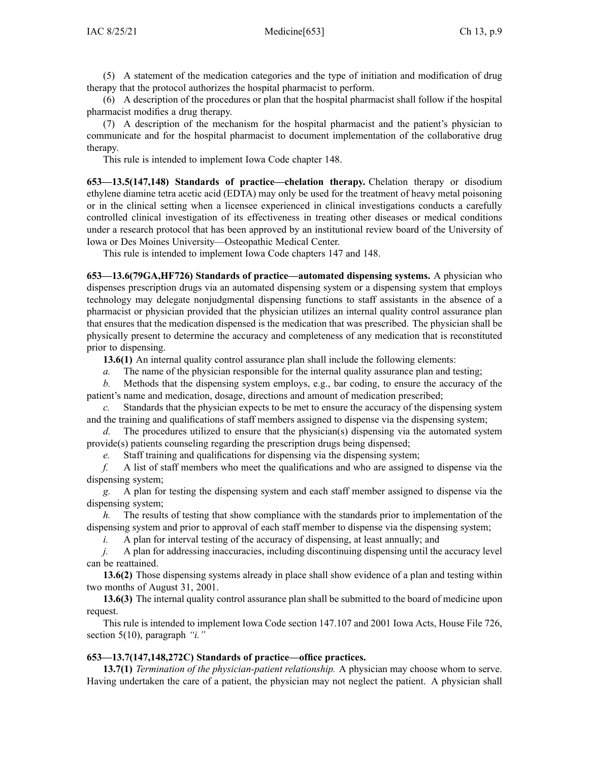(5) A statement of the medication categories and the type of initiation and modification of drug therapy that the protocol authorizes the hospital pharmacist to perform.

(6) A description of the procedures or plan that the hospital pharmacist shall follow if the hospital pharmacist modifies a drug therapy.

(7) A description of the mechanism for the hospital pharmacist and the patient's physician to communicate and for the hospital pharmacist to document implementation of the collaborative drug therapy.

This rule is intended to implement Iowa Code chapter 148.

**653—13.5(147,148) Standards of practice—chelation therapy.** Chelation therapy or disodium ethylene diamine tetra acetic acid (EDTA) may only be used for the treatment of heavy metal poisoning or in the clinical setting when a licensee experienced in clinical investigations conducts a carefully controlled clinical investigation of its effectiveness in treating other diseases or medical conditions under a research protocol that has been approved by an institutional review board of the University of Iowa or Des Moines University—Osteopathic Medical Center.

This rule is intended to implement Iowa Code chapters 147 and 148.

**653—13.6(79GA,HF726) Standards of practice—automated dispensing systems.** A physician who dispenses prescription drugs via an automated dispensing system or a dispensing system that employs technology may delegate nonjudgmental dispensing functions to staff assistants in the absence of a pharmacist or physician provided that the physician utilizes an internal quality control assurance plan that ensures that the medication dispensed is the medication that was prescribed. The physician shall be physically present to determine the accuracy and completeness of any medication that is reconstituted prior to dispensing.

**13.6(1)** An internal quality control assurance plan shall include the following elements:

*a.* The name of the physician responsible for the internal quality assurance plan and testing;

*b.* Methods that the dispensing system employs, e.g., bar coding, to ensure the accuracy of the patient's name and medication, dosage, directions and amount of medication prescribed;

*c.* Standards that the physician expects to be met to ensure the accuracy of the dispensing system and the training and qualifications of staff members assigned to dispense via the dispensing system;

*d.* The procedures utilized to ensure that the physician(s) dispensing via the automated system provide(s) patients counseling regarding the prescription drugs being dispensed;

*e.* Staff training and qualifications for dispensing via the dispensing system;

*f.* A list of staff members who meet the qualifications and who are assigned to dispense via the dispensing system;

*g.* A plan for testing the dispensing system and each staff member assigned to dispense via the dispensing system;

*h.* The results of testing that show compliance with the standards prior to implementation of the dispensing system and prior to approval of each staff member to dispense via the dispensing system;

*i.* A plan for interval testing of the accuracy of dispensing, at least annually; and

*j.* A plan for addressing inaccuracies, including discontinuing dispensing until the accuracy level can be reattained.

**13.6(2)** Those dispensing systems already in place shall show evidence of a plan and testing within two months of August 31, 2001.

**13.6(3)** The internal quality control assurance plan shall be submitted to the board of medicine upon request.

This rule is intended to implement Iowa Code section 147.107 and 2001 Iowa Acts, House File 726, section 5(10), paragraph *"i."*

**653—13.7(147,148,272C) Standards of practice—office practices.**

**13.7(1)** *Termination of the physician-patient relationship.* A physician may choose whom to serve. Having undertaken the care of a patient, the physician may not neglect the patient. A physician shall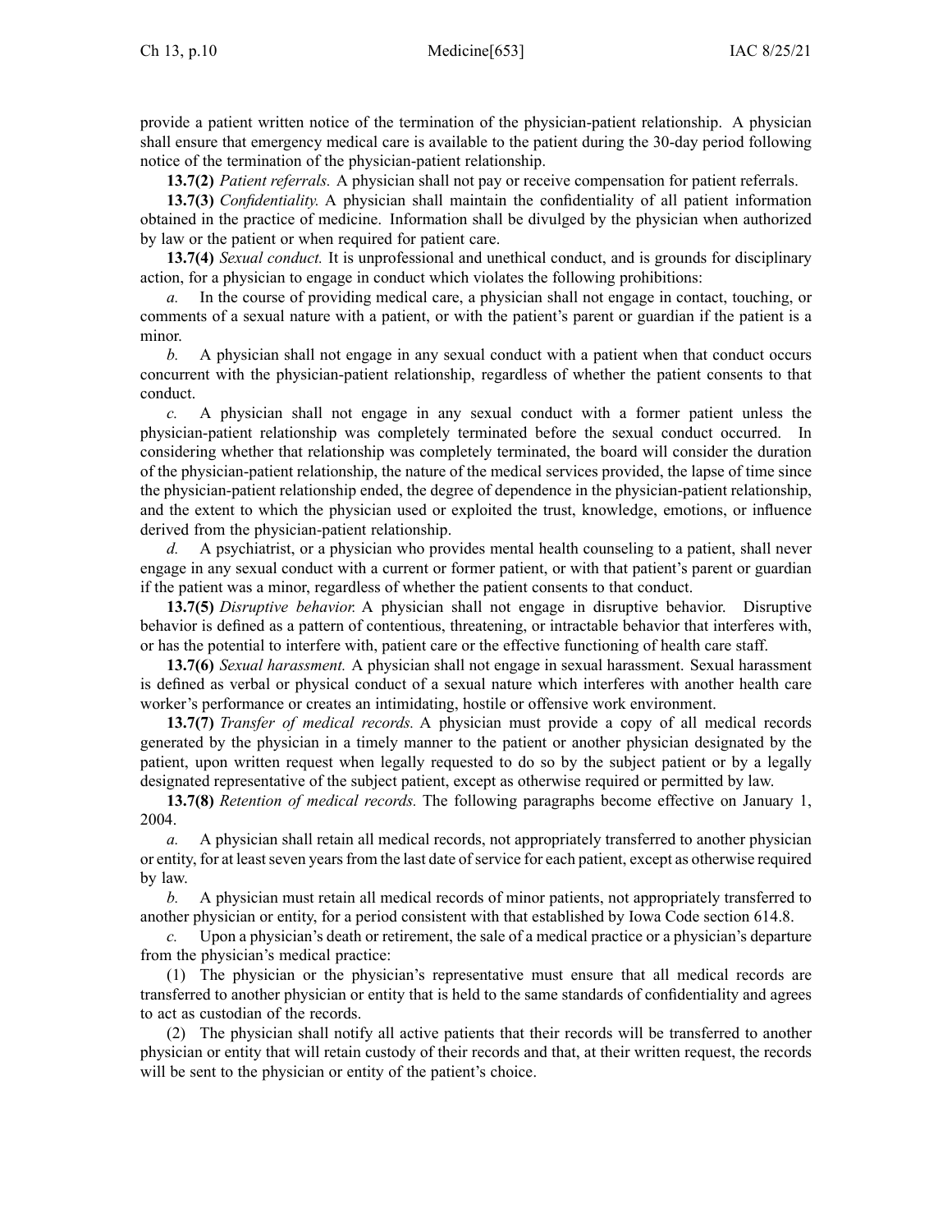provide a patient written notice of the termination of the physician-patient relationship. A physician shall ensure that emergency medical care is available to the patient during the 30-day period following notice of the termination of the physician-patient relationship.

**13.7(2)** *Patient referrals.* A physician shall not pay or receive compensation for patient referrals.

**13.7(3)** *Confidentiality.* A physician shall maintain the confidentiality of all patient information obtained in the practice of medicine. Information shall be divulged by the physician when authorized by law or the patient or when required for patient care.

**13.7(4)** *Sexual conduct.* It is unprofessional and unethical conduct, and is grounds for disciplinary action, for a physician to engage in conduct which violates the following prohibitions:

*a.* In the course of providing medical care, a physician shall not engage in contact, touching, or comments of a sexual nature with a patient, or with the patient's parent or guardian if the patient is a minor.

*b.* A physician shall not engage in any sexual conduct with a patient when that conduct occurs concurrent with the physician-patient relationship, regardless of whether the patient consents to that conduct.

*c.* A physician shall not engage in any sexual conduct with a former patient unless the physician-patient relationship was completely terminated before the sexual conduct occurred. In considering whether that relationship was completely terminated, the board will consider the duration of the physician-patient relationship, the nature of the medical services provided, the lapse of time since the physician-patient relationship ended, the degree of dependence in the physician-patient relationship, and the extent to which the physician used or exploited the trust, knowledge, emotions, or influence derived from the physician-patient relationship.

*d.* A psychiatrist, or a physician who provides mental health counseling to a patient, shall never engage in any sexual conduct with a current or former patient, or with that patient's parent or guardian if the patient was a minor, regardless of whether the patient consents to that conduct.

**13.7(5)** *Disruptive behavior.* A physician shall not engage in disruptive behavior. Disruptive behavior is defined as a pattern of contentious, threatening, or intractable behavior that interferes with, or has the potential to interfere with, patient care or the effective functioning of health care staff.

**13.7(6)** *Sexual harassment.* A physician shall not engage in sexual harassment. Sexual harassment is defined as verbal or physical conduct of a sexual nature which interferes with another health care worker's performance or creates an intimidating, hostile or offensive work environment.

**13.7(7)** *Transfer of medical records.* A physician must provide a copy of all medical records generated by the physician in a timely manner to the patient or another physician designated by the patient, upon written request when legally requested to do so by the subject patient or by a legally designated representative of the subject patient, except as otherwise required or permitted by law.

**13.7(8)** *Retention of medical records.* The following paragraphs become effective on January 1, 2004.

*a.* A physician shall retain all medical records, not appropriately transferred to another physician or entity, for at least seven years from the last date of service for each patient, except as otherwise required by law.

*b.* A physician must retain all medical records of minor patients, not appropriately transferred to another physician or entity, for a period consistent with that established by Iowa Code section 614.8.

*c.* Upon a physician's death or retirement, the sale of a medical practice or a physician's departure from the physician's medical practice:

(1) The physician or the physician's representative must ensure that all medical records are transferred to another physician or entity that is held to the same standards of confidentiality and agrees to act as custodian of the records.

(2) The physician shall notify all active patients that their records will be transferred to another physician or entity that will retain custody of their records and that, at their written request, the records will be sent to the physician or entity of the patient's choice.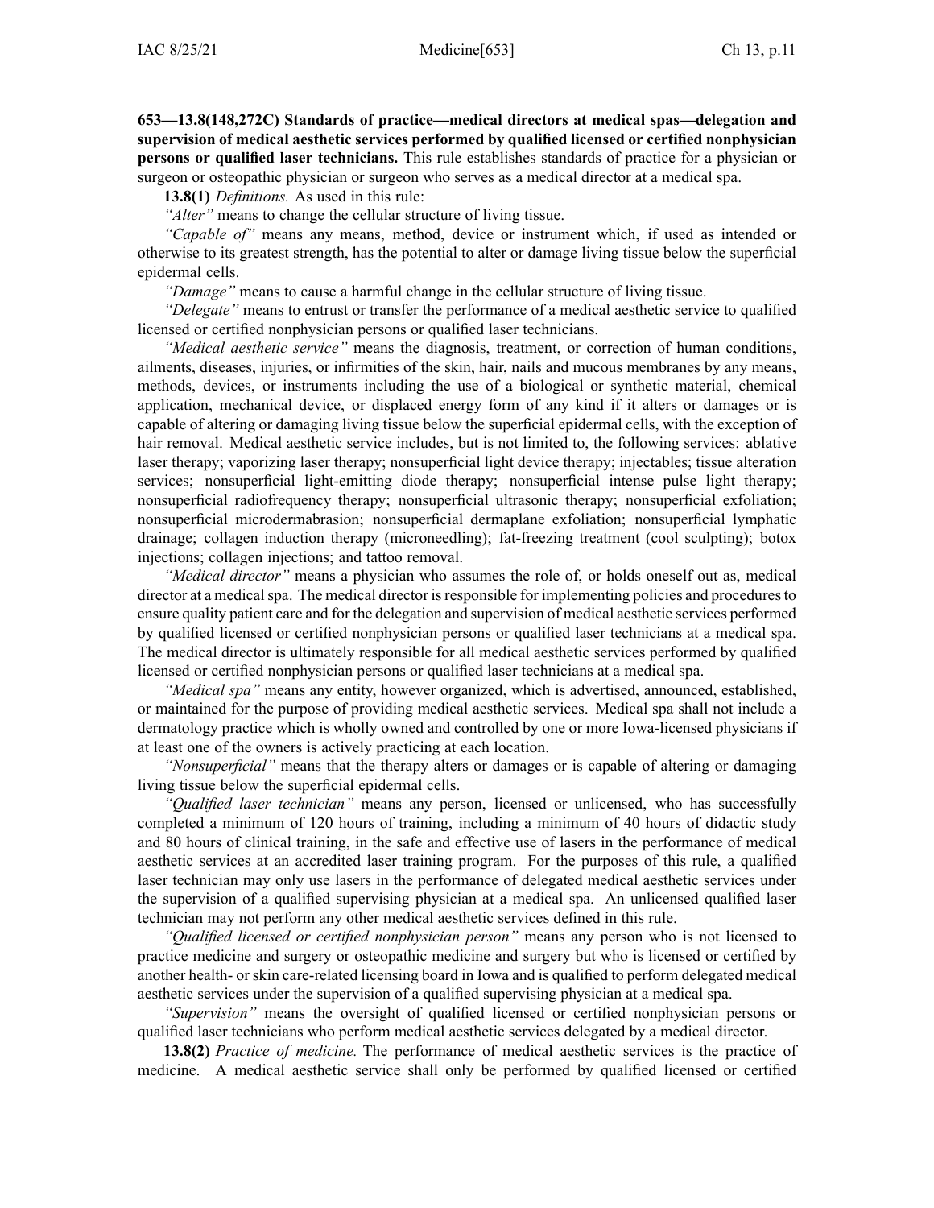**653—13.8(148,272C) Standards of practice—medical directors at medical spas—delegation and supervision of medical aesthetic services performed by qualified licensed or certified nonphysician persons or qualified laser technicians.** This rule establishes standards of practice for a physician or surgeon or osteopathic physician or surgeon who serves as a medical director at a medical spa.

**13.8(1)** *Definitions.* As used in this rule:

*"Alter"* means to change the cellular structure of living tissue.

*"Capable of"* means any means, method, device or instrument which, if used as intended or otherwise to its greatest strength, has the potential to alter or damage living tissue below the superficial epidermal cells.

*"Damage"* means to cause a harmful change in the cellular structure of living tissue.

*"Delegate"* means to entrust or transfer the performance of a medical aesthetic service to qualified licensed or certified nonphysician persons or qualified laser technicians.

*"Medical aesthetic service"* means the diagnosis, treatment, or correction of human conditions, ailments, diseases, injuries, or infirmities of the skin, hair, nails and mucous membranes by any means, methods, devices, or instruments including the use of a biological or synthetic material, chemical application, mechanical device, or displaced energy form of any kind if it alters or damages or is capable of altering or damaging living tissue below the superficial epidermal cells, with the exception of hair removal. Medical aesthetic service includes, but is not limited to, the following services: ablative laser therapy; vaporizing laser therapy; nonsuperficial light device therapy; injectables; tissue alteration services; nonsuperficial light-emitting diode therapy; nonsuperficial intense pulse light therapy; nonsuperficial radiofrequency therapy; nonsuperficial ultrasonic therapy; nonsuperficial exfoliation; nonsuperficial microdermabrasion; nonsuperficial dermaplane exfoliation; nonsuperficial lymphatic drainage; collagen induction therapy (microneedling); fat-freezing treatment (cool sculpting); botox injections; collagen injections; and tattoo removal.

*"Medical director"* means a physician who assumes the role of, or holds oneself out as, medical director at a medical spa. The medical director is responsible for implementing policies and procedures to ensure quality patient care and for the delegation and supervision of medical aesthetic services performed by qualified licensed or certified nonphysician persons or qualified laser technicians at a medical spa. The medical director is ultimately responsible for all medical aesthetic services performed by qualified licensed or certified nonphysician persons or qualified laser technicians at a medical spa.

*"Medical spa"* means any entity, however organized, which is advertised, announced, established, or maintained for the purpose of providing medical aesthetic services. Medical spa shall not include a dermatology practice which is wholly owned and controlled by one or more Iowa-licensed physicians if at least one of the owners is actively practicing at each location.

*"Nonsuperficial"* means that the therapy alters or damages or is capable of altering or damaging living tissue below the superficial epidermal cells.

*"Qualified laser technician"* means any person, licensed or unlicensed, who has successfully completed a minimum of 120 hours of training, including a minimum of 40 hours of didactic study and 80 hours of clinical training, in the safe and effective use of lasers in the performance of medical aesthetic services at an accredited laser training program. For the purposes of this rule, a qualified laser technician may only use lasers in the performance of delegated medical aesthetic services under the supervision of a qualified supervising physician at a medical spa. An unlicensed qualified laser technician may not perform any other medical aesthetic services defined in this rule.

*"Qualified licensed or certified nonphysician person"* means any person who is not licensed to practice medicine and surgery or osteopathic medicine and surgery but who is licensed or certified by another health- or skin care-related licensing board in Iowa and is qualified to perform delegated medical aesthetic services under the supervision of a qualified supervising physician at a medical spa.

*"Supervision"* means the oversight of qualified licensed or certified nonphysician persons or qualified laser technicians who perform medical aesthetic services delegated by a medical director.

**13.8(2)** *Practice of medicine.* The performance of medical aesthetic services is the practice of medicine. A medical aesthetic service shall only be performed by qualified licensed or certified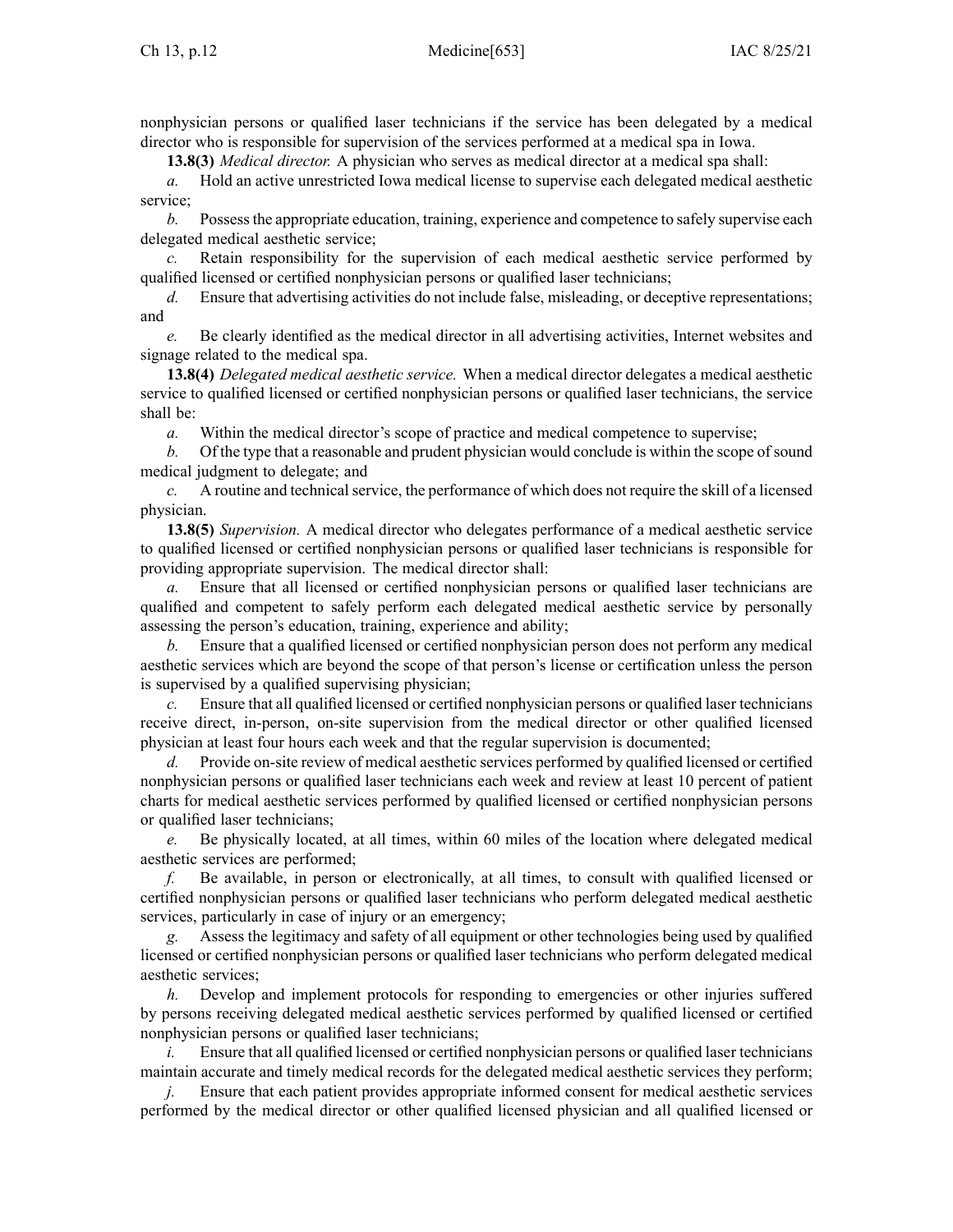nonphysician persons or qualified laser technicians if the service has been delegated by a medical director who is responsible for supervision of the services performed at a medical spa in Iowa.

**13.8(3)** *Medical director.* A physician who serves as medical director at a medical spa shall:

*a.* Hold an active unrestricted Iowa medical license to supervise each delegated medical aesthetic service;

*b.* Possess the appropriate education, training, experience and competence to safely supervise each delegated medical aesthetic service;

*c.* Retain responsibility for the supervision of each medical aesthetic service performed by qualified licensed or certified nonphysician persons or qualified laser technicians;

*d.* Ensure that advertising activities do not include false, misleading, or deceptive representations; and

*e.* Be clearly identified as the medical director in all advertising activities, Internet websites and signage related to the medical spa.

**13.8(4)** *Delegated medical aesthetic service.* When a medical director delegates a medical aesthetic service to qualified licensed or certified nonphysician persons or qualified laser technicians, the service shall be:

*a.* Within the medical director's scope of practice and medical competence to supervise;

*b.* Of the type that a reasonable and prudent physician would conclude is within the scope of sound medical judgment to delegate; and

*c.* A routine and technical service, the performance of which does not require the skill of a licensed physician.

**13.8(5)** *Supervision.* A medical director who delegates performance of a medical aesthetic service to qualified licensed or certified nonphysician persons or qualified laser technicians is responsible for providing appropriate supervision. The medical director shall:

*a.* Ensure that all licensed or certified nonphysician persons or qualified laser technicians are qualified and competent to safely perform each delegated medical aesthetic service by personally assessing the person's education, training, experience and ability;

*b.* Ensure that a qualified licensed or certified nonphysician person does not perform any medical aesthetic services which are beyond the scope of that person's license or certification unless the person is supervised by a qualified supervising physician;

*c.* Ensure that all qualified licensed or certified nonphysician persons or qualified laser technicians receive direct, in-person, on-site supervision from the medical director or other qualified licensed physician at least four hours each week and that the regular supervision is documented;

*d.* Provide on-site review of medical aesthetic services performed by qualified licensed or certified nonphysician persons or qualified laser technicians each week and review at least 10 percent of patient charts for medical aesthetic services performed by qualified licensed or certified nonphysician persons or qualified laser technicians;

*e.* Be physically located, at all times, within 60 miles of the location where delegated medical aesthetic services are performed;

*f.* Be available, in person or electronically, at all times, to consult with qualified licensed or certified nonphysician persons or qualified laser technicians who perform delegated medical aesthetic services, particularly in case of injury or an emergency;

*g.* Assess the legitimacy and safety of all equipment or other technologies being used by qualified licensed or certified nonphysician persons or qualified laser technicians who perform delegated medical aesthetic services;

*h.* Develop and implement protocols for responding to emergencies or other injuries suffered by persons receiving delegated medical aesthetic services performed by qualified licensed or certified nonphysician persons or qualified laser technicians;

*i.* Ensure that all qualified licensed or certified nonphysician persons or qualified laser technicians maintain accurate and timely medical records for the delegated medical aesthetic services they perform;

*j.* Ensure that each patient provides appropriate informed consent for medical aesthetic services performed by the medical director or other qualified licensed physician and all qualified licensed or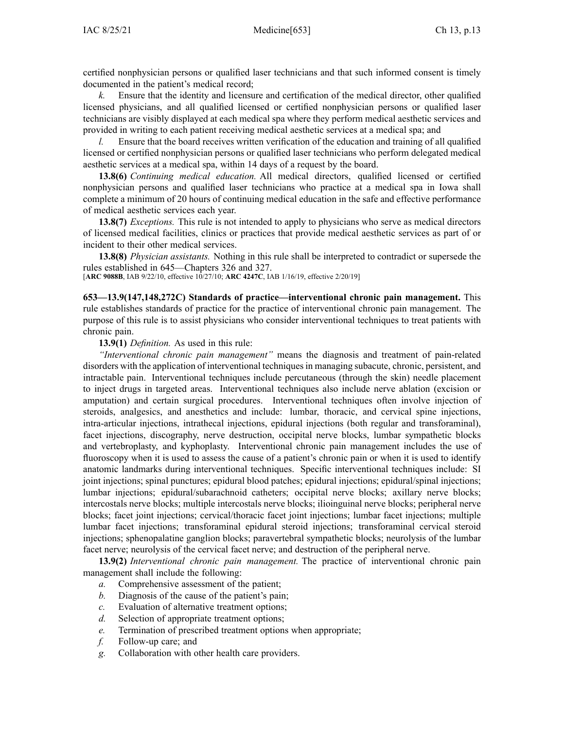certified nonphysician persons or qualified laser technicians and that such informed consent is timely documented in the patient's medical record;

*k.* Ensure that the identity and licensure and certification of the medical director, other qualified licensed physicians, and all qualified licensed or certified nonphysician persons or qualified laser technicians are visibly displayed at each medical spa where they perform medical aesthetic services and provided in writing to each patient receiving medical aesthetic services at a medical spa; and

*l.* Ensure that the board receives written verification of the education and training of all qualified licensed or certified nonphysician persons or qualified laser technicians who perform delegated medical aesthetic services at a medical spa, within 14 days of a request by the board.

**13.8(6)** *Continuing medical education.* All medical directors, qualified licensed or certified nonphysician persons and qualified laser technicians who practice at a medical spa in Iowa shall complete a minimum of 20 hours of continuing medical education in the safe and effective performance of medical aesthetic services each year.

**13.8(7)** *Exceptions.* This rule is not intended to apply to physicians who serve as medical directors of licensed medical facilities, clinics or practices that provide medical aesthetic services as part of or incident to their other medical services.

**13.8(8)** *Physician assistants.* Nothing in this rule shall be interpreted to contradict or supersede the rules established in 645—Chapters 326 and 327.

[**ARC 9088B**, IAB 9/22/10, effective 10/27/10; **ARC 4247C**, IAB 1/16/19, effective 2/20/19]

**653—13.9(147,148,272C) Standards of practice—interventional chronic pain management.** This rule establishes standards of practice for the practice of interventional chronic pain management. The purpose of this rule is to assist physicians who consider interventional techniques to treat patients with chronic pain.

**13.9(1)** *Definition.* As used in this rule:

*"Interventional chronic pain management"* means the diagnosis and treatment of pain-related disorders with the application of interventional techniques in managing subacute, chronic, persistent, and intractable pain. Interventional techniques include percutaneous (through the skin) needle placement to inject drugs in targeted areas. Interventional techniques also include nerve ablation (excision or amputation) and certain surgical procedures. Interventional techniques often involve injection of steroids, analgesics, and anesthetics and include: lumbar, thoracic, and cervical spine injections, intra-articular injections, intrathecal injections, epidural injections (both regular and transforaminal), facet injections, discography, nerve destruction, occipital nerve blocks, lumbar sympathetic blocks and vertebroplasty, and kyphoplasty. Interventional chronic pain management includes the use of fluoroscopy when it is used to assess the cause of a patient's chronic pain or when it is used to identify anatomic landmarks during interventional techniques. Specific interventional techniques include: SI joint injections; spinal punctures; epidural blood patches; epidural injections; epidural/spinal injections; lumbar injections; epidural/subarachnoid catheters; occipital nerve blocks; axillary nerve blocks; intercostals nerve blocks; multiple intercostals nerve blocks; ilioinguinal nerve blocks; peripheral nerve blocks; facet joint injections; cervical/thoracic facet joint injections; lumbar facet injections; multiple lumbar facet injections; transforaminal epidural steroid injections; transforaminal cervical steroid injections; sphenopalatine ganglion blocks; paravertebral sympathetic blocks; neurolysis of the lumbar facet nerve; neurolysis of the cervical facet nerve; and destruction of the peripheral nerve.

**13.9(2)** *Interventional chronic pain management.* The practice of interventional chronic pain management shall include the following:

*a.* Comprehensive assessment of the patient;

*b.* Diagnosis of the cause of the patient's pain;

*c.* Evaluation of alternative treatment options;

*d.* Selection of appropriate treatment options;

*e.* Termination of prescribed treatment options when appropriate;

*f.* Follow-up care; and

*g.* Collaboration with other health care providers.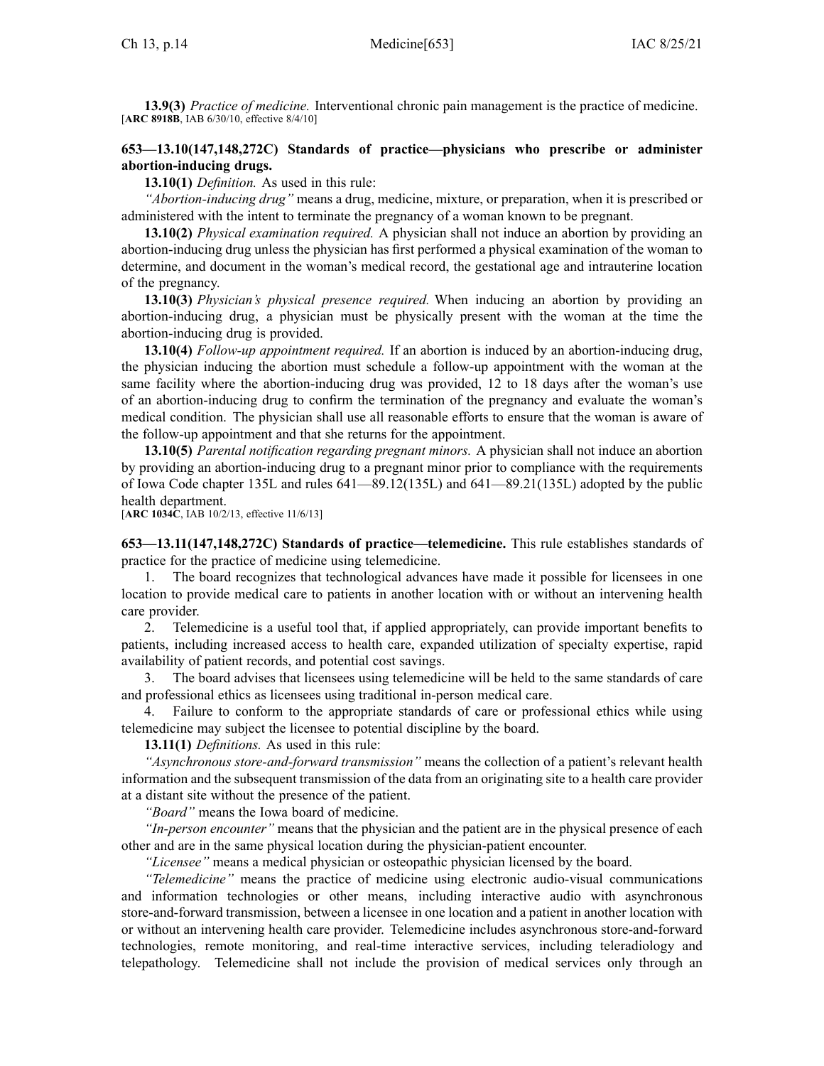**13.9(3)** *Practice of medicine.* Interventional chronic pain management is the practice of medicine.
[**ARC 8918B**, IAB 6/30/10, effective 8/4/10]

**653—13.10(147,148,272C) Standards of practice—physicians who prescribe or administer abortion-inducing drugs.**

**13.10(1)** *Definition.* As used in this rule:

*"Abortion-inducing drug"* means a drug, medicine, mixture, or preparation, when it is prescribed or administered with the intent to terminate the pregnancy of a woman known to be pregnant.

**13.10(2)** *Physical examination required.* A physician shall not induce an abortion by providing an abortion-inducing drug unless the physician has first performed a physical examination of the woman to determine, and document in the woman's medical record, the gestational age and intrauterine location of the pregnancy.

**13.10(3)** *Physician's physical presence required.* When inducing an abortion by providing an abortion-inducing drug, a physician must be physically present with the woman at the time the abortion-inducing drug is provided.

**13.10(4)** *Follow-up appointment required.* If an abortion is induced by an abortion-inducing drug, the physician inducing the abortion must schedule a follow-up appointment with the woman at the same facility where the abortion-inducing drug was provided, 12 to 18 days after the woman's use of an abortion-inducing drug to confirm the termination of the pregnancy and evaluate the woman's medical condition. The physician shall use all reasonable efforts to ensure that the woman is aware of the follow-up appointment and that she returns for the appointment.

**13.10(5)** *Parental notification regarding pregnant minors.* A physician shall not induce an abortion by providing an abortion-inducing drug to a pregnant minor prior to compliance with the requirements of Iowa Code chapter 135L and rules 641—89.12(135L) and 641—89.21(135L) adopted by the public health department.
[**ARC 1034C**, IAB 10/2/13, effective 11/6/13]

**653—13.11(147,148,272C) Standards of practice—telemedicine.** This rule establishes standards of practice for the practice of medicine using telemedicine.

1. The board recognizes that technological advances have made it possible for licensees in one location to provide medical care to patients in another location with or without an intervening health care provider.
2. Telemedicine is a useful tool that, if applied appropriately, can provide important benefits to patients, including increased access to health care, expanded utilization of specialty expertise, rapid availability of patient records, and potential cost savings.
3. The board advises that licensees using telemedicine will be held to the same standards of care and professional ethics as licensees using traditional in-person medical care.
4. Failure to conform to the appropriate standards of care or professional ethics while using telemedicine may subject the licensee to potential discipline by the board.

**13.11(1)** *Definitions.* As used in this rule:

*"Asynchronous store-and-forward transmission"* means the collection of a patient's relevant health information and the subsequent transmission of the data from an originating site to a health care provider at a distant site without the presence of the patient.

*"Board"* means the Iowa board of medicine.

*"In-person encounter"* means that the physician and the patient are in the physical presence of each other and are in the same physical location during the physician-patient encounter.

*"Licensee"* means a medical physician or osteopathic physician licensed by the board.

*"Telemedicine"* means the practice of medicine using electronic audio-visual communications and information technologies or other means, including interactive audio with asynchronous store-and-forward transmission, between a licensee in one location and a patient in another location with or without an intervening health care provider. Telemedicine includes asynchronous store-and-forward technologies, remote monitoring, and real-time interactive services, including teleradiology and telepathology. Telemedicine shall not include the provision of medical services only through an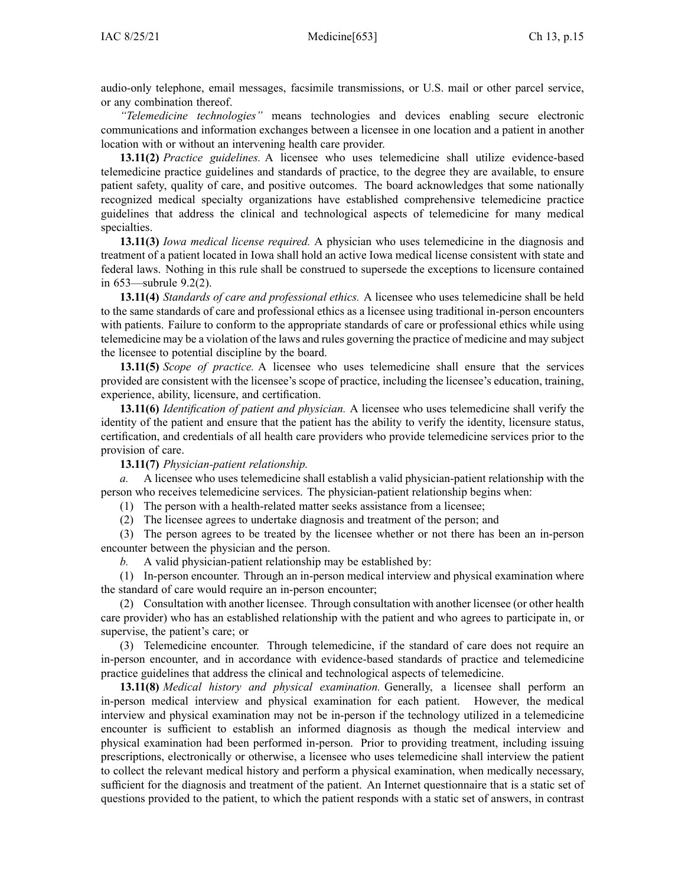audio-only telephone, email messages, facsimile transmissions, or U.S. mail or other parcel service, or any combination thereof.

*"Telemedicine technologies"* means technologies and devices enabling secure electronic communications and information exchanges between a licensee in one location and a patient in another location with or without an intervening health care provider.

**13.11(2)** *Practice guidelines.* A licensee who uses telemedicine shall utilize evidence-based telemedicine practice guidelines and standards of practice, to the degree they are available, to ensure patient safety, quality of care, and positive outcomes. The board acknowledges that some nationally recognized medical specialty organizations have established comprehensive telemedicine practice guidelines that address the clinical and technological aspects of telemedicine for many medical specialties.

**13.11(3)** *Iowa medical license required.* A physician who uses telemedicine in the diagnosis and treatment of a patient located in Iowa shall hold an active Iowa medical license consistent with state and federal laws. Nothing in this rule shall be construed to supersede the exceptions to licensure contained in 653—subrule 9.2(2).

**13.11(4)** *Standards of care and professional ethics.* A licensee who uses telemedicine shall be held to the same standards of care and professional ethics as a licensee using traditional in-person encounters with patients. Failure to conform to the appropriate standards of care or professional ethics while using telemedicine may be a violation of the laws and rules governing the practice of medicine and may subject the licensee to potential discipline by the board.

**13.11(5)** *Scope of practice.* A licensee who uses telemedicine shall ensure that the services provided are consistent with the licensee's scope of practice, including the licensee's education, training, experience, ability, licensure, and certification.

**13.11(6)** *Identification of patient and physician.* A licensee who uses telemedicine shall verify the identity of the patient and ensure that the patient has the ability to verify the identity, licensure status, certification, and credentials of all health care providers who provide telemedicine services prior to the provision of care.

**13.11(7)** *Physician-patient relationship.*

*a.* A licensee who uses telemedicine shall establish a valid physician-patient relationship with the person who receives telemedicine services. The physician-patient relationship begins when:

(1) The person with a health-related matter seeks assistance from a licensee;

(2) The licensee agrees to undertake diagnosis and treatment of the person; and

(3) The person agrees to be treated by the licensee whether or not there has been an in-person encounter between the physician and the person.

*b.* A valid physician-patient relationship may be established by:

(1) In-person encounter. Through an in-person medical interview and physical examination where the standard of care would require an in-person encounter;

(2) Consultation with another licensee. Through consultation with another licensee (or other health care provider) who has an established relationship with the patient and who agrees to participate in, or supervise, the patient's care; or

(3) Telemedicine encounter. Through telemedicine, if the standard of care does not require an in-person encounter, and in accordance with evidence-based standards of practice and telemedicine practice guidelines that address the clinical and technological aspects of telemedicine.

**13.11(8)** *Medical history and physical examination.* Generally, a licensee shall perform an in-person medical interview and physical examination for each patient. However, the medical interview and physical examination may not be in-person if the technology utilized in a telemedicine encounter is sufficient to establish an informed diagnosis as though the medical interview and physical examination had been performed in-person. Prior to providing treatment, including issuing prescriptions, electronically or otherwise, a licensee who uses telemedicine shall interview the patient to collect the relevant medical history and perform a physical examination, when medically necessary, sufficient for the diagnosis and treatment of the patient. An Internet questionnaire that is a static set of questions provided to the patient, to which the patient responds with a static set of answers, in contrast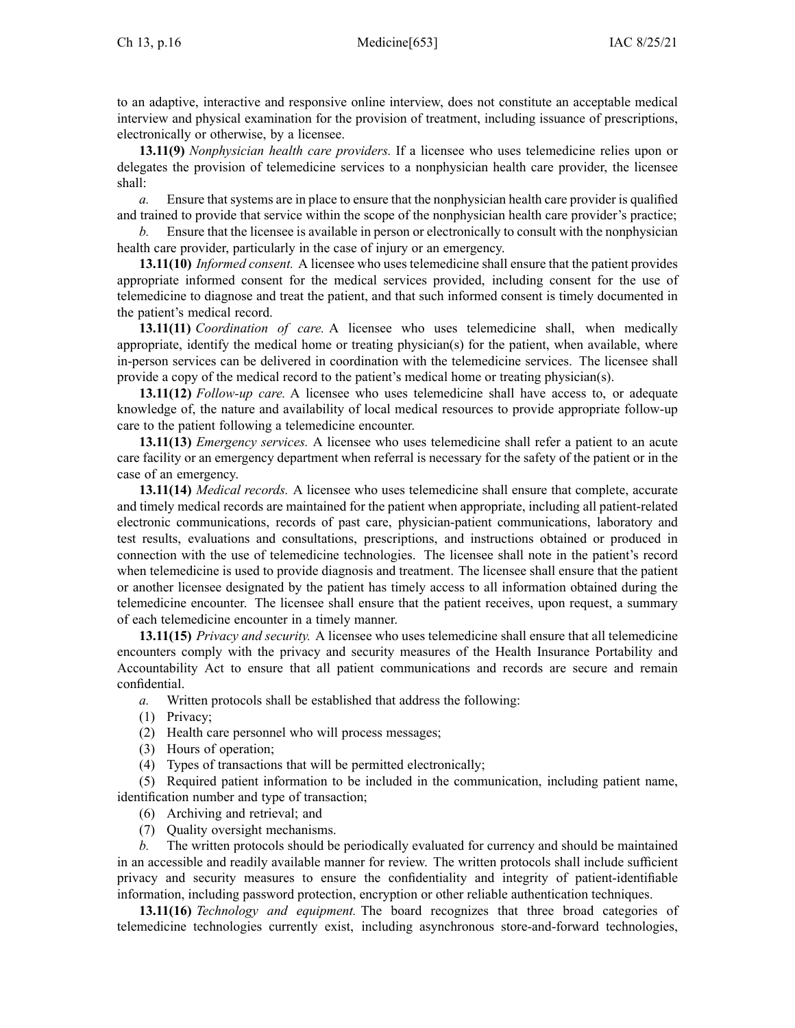to an adaptive, interactive and responsive online interview, does not constitute an acceptable medical interview and physical examination for the provision of treatment, including issuance of prescriptions, electronically or otherwise, by a licensee.

**13.11(9)** *Nonphysician health care providers.* If a licensee who uses telemedicine relies upon or delegates the provision of telemedicine services to a nonphysician health care provider, the licensee shall:

*a.* Ensure that systems are in place to ensure that the nonphysician health care provider is qualified and trained to provide that service within the scope of the nonphysician health care provider's practice;

*b.* Ensure that the licensee is available in person or electronically to consult with the nonphysician health care provider, particularly in the case of injury or an emergency.

**13.11(10)** *Informed consent.* A licensee who uses telemedicine shall ensure that the patient provides appropriate informed consent for the medical services provided, including consent for the use of telemedicine to diagnose and treat the patient, and that such informed consent is timely documented in the patient's medical record.

**13.11(11)** *Coordination of care.* A licensee who uses telemedicine shall, when medically appropriate, identify the medical home or treating physician(s) for the patient, when available, where in-person services can be delivered in coordination with the telemedicine services. The licensee shall provide a copy of the medical record to the patient's medical home or treating physician(s).

**13.11(12)** *Follow-up care.* A licensee who uses telemedicine shall have access to, or adequate knowledge of, the nature and availability of local medical resources to provide appropriate follow-up care to the patient following a telemedicine encounter.

**13.11(13)** *Emergency services.* A licensee who uses telemedicine shall refer a patient to an acute care facility or an emergency department when referral is necessary for the safety of the patient or in the case of an emergency.

**13.11(14)** *Medical records.* A licensee who uses telemedicine shall ensure that complete, accurate and timely medical records are maintained for the patient when appropriate, including all patient-related electronic communications, records of past care, physician-patient communications, laboratory and test results, evaluations and consultations, prescriptions, and instructions obtained or produced in connection with the use of telemedicine technologies. The licensee shall note in the patient's record when telemedicine is used to provide diagnosis and treatment. The licensee shall ensure that the patient or another licensee designated by the patient has timely access to all information obtained during the telemedicine encounter. The licensee shall ensure that the patient receives, upon request, a summary of each telemedicine encounter in a timely manner.

**13.11(15)** *Privacy and security.* A licensee who uses telemedicine shall ensure that all telemedicine encounters comply with the privacy and security measures of the Health Insurance Portability and Accountability Act to ensure that all patient communications and records are secure and remain confidential.

*a.* Written protocols shall be established that address the following:

(1) Privacy;

(2) Health care personnel who will process messages;

(3) Hours of operation;

(4) Types of transactions that will be permitted electronically;

(5) Required patient information to be included in the communication, including patient name, identification number and type of transaction;

(6) Archiving and retrieval; and

(7) Quality oversight mechanisms.

*b.* The written protocols should be periodically evaluated for currency and should be maintained in an accessible and readily available manner for review. The written protocols shall include sufficient privacy and security measures to ensure the confidentiality and integrity of patient-identifiable information, including password protection, encryption or other reliable authentication techniques.

**13.11(16)** *Technology and equipment.* The board recognizes that three broad categories of telemedicine technologies currently exist, including asynchronous store-and-forward technologies,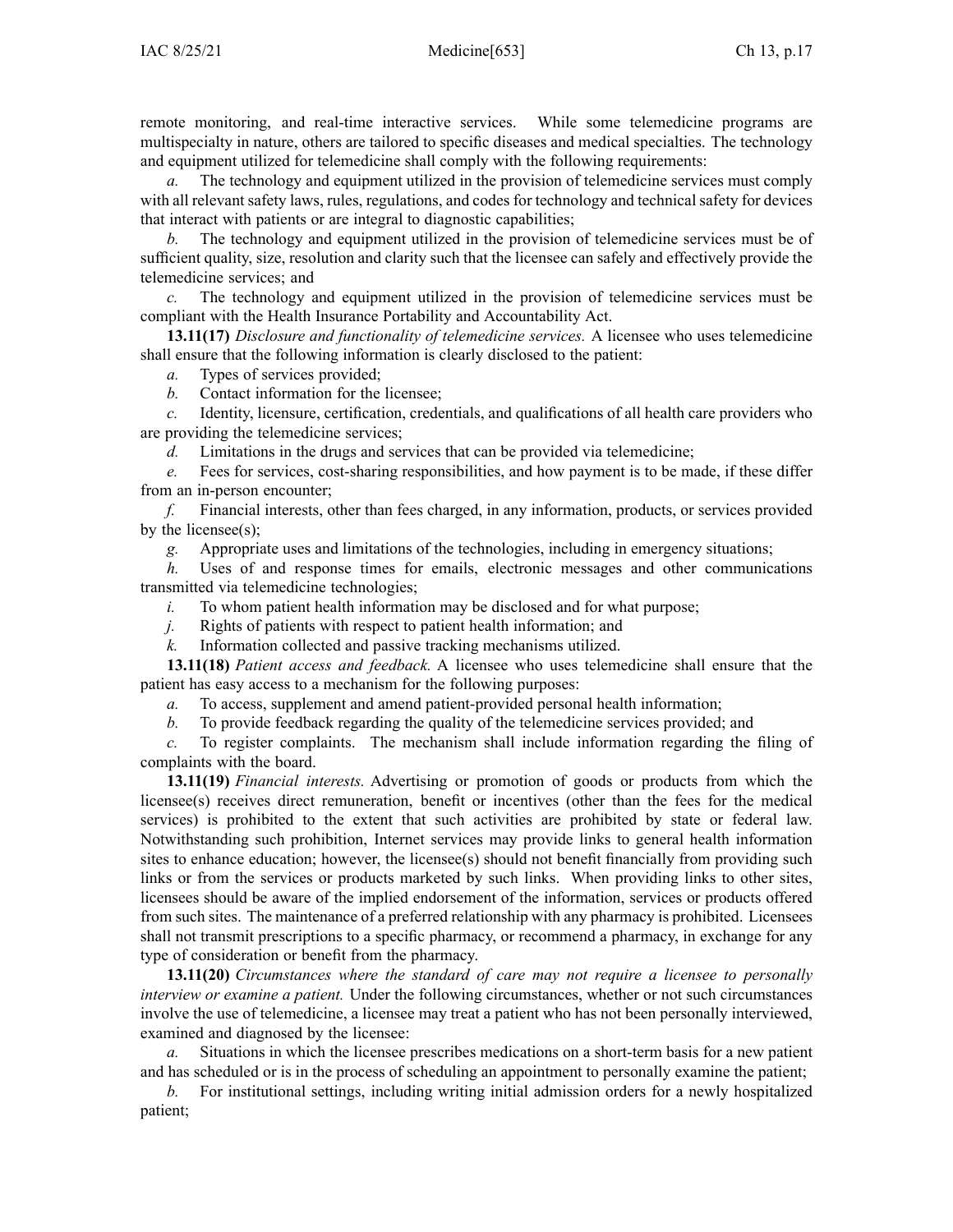remote monitoring, and real-time interactive services. While some telemedicine programs are multispecialty in nature, others are tailored to specific diseases and medical specialties. The technology and equipment utilized for telemedicine shall comply with the following requirements:

*a.* The technology and equipment utilized in the provision of telemedicine services must comply with all relevant safety laws, rules, regulations, and codes for technology and technical safety for devices that interact with patients or are integral to diagnostic capabilities;

*b.* The technology and equipment utilized in the provision of telemedicine services must be of sufficient quality, size, resolution and clarity such that the licensee can safely and effectively provide the telemedicine services; and

*c.* The technology and equipment utilized in the provision of telemedicine services must be compliant with the Health Insurance Portability and Accountability Act.

**13.11(17)** *Disclosure and functionality of telemedicine services.* A licensee who uses telemedicine shall ensure that the following information is clearly disclosed to the patient:

*a.* Types of services provided;

*b.* Contact information for the licensee;

*c.* Identity, licensure, certification, credentials, and qualifications of all health care providers who are providing the telemedicine services;

*d.* Limitations in the drugs and services that can be provided via telemedicine;

*e.* Fees for services, cost-sharing responsibilities, and how payment is to be made, if these differ from an in-person encounter;

*f.* Financial interests, other than fees charged, in any information, products, or services provided by the licensee(s);

*g.* Appropriate uses and limitations of the technologies, including in emergency situations;

*h.* Uses of and response times for emails, electronic messages and other communications transmitted via telemedicine technologies;

*i.* To whom patient health information may be disclosed and for what purpose;

*j.* Rights of patients with respect to patient health information; and

*k.* Information collected and passive tracking mechanisms utilized.

**13.11(18)** *Patient access and feedback.* A licensee who uses telemedicine shall ensure that the patient has easy access to a mechanism for the following purposes:

*a.* To access, supplement and amend patient-provided personal health information;

*b.* To provide feedback regarding the quality of the telemedicine services provided; and

*c.* To register complaints. The mechanism shall include information regarding the filing of complaints with the board.

**13.11(19)** *Financial interests.* Advertising or promotion of goods or products from which the licensee(s) receives direct remuneration, benefit or incentives (other than the fees for the medical services) is prohibited to the extent that such activities are prohibited by state or federal law. Notwithstanding such prohibition, Internet services may provide links to general health information sites to enhance education; however, the licensee(s) should not benefit financially from providing such links or from the services or products marketed by such links. When providing links to other sites, licensees should be aware of the implied endorsement of the information, services or products offered from such sites. The maintenance of a preferred relationship with any pharmacy is prohibited. Licensees shall not transmit prescriptions to a specific pharmacy, or recommend a pharmacy, in exchange for any type of consideration or benefit from the pharmacy.

**13.11(20)** *Circumstances where the standard of care may not require a licensee to personally interview or examine a patient.* Under the following circumstances, whether or not such circumstances involve the use of telemedicine, a licensee may treat a patient who has not been personally interviewed, examined and diagnosed by the licensee:

*a.* Situations in which the licensee prescribes medications on a short-term basis for a new patient and has scheduled or is in the process of scheduling an appointment to personally examine the patient;

*b.* For institutional settings, including writing initial admission orders for a newly hospitalized patient;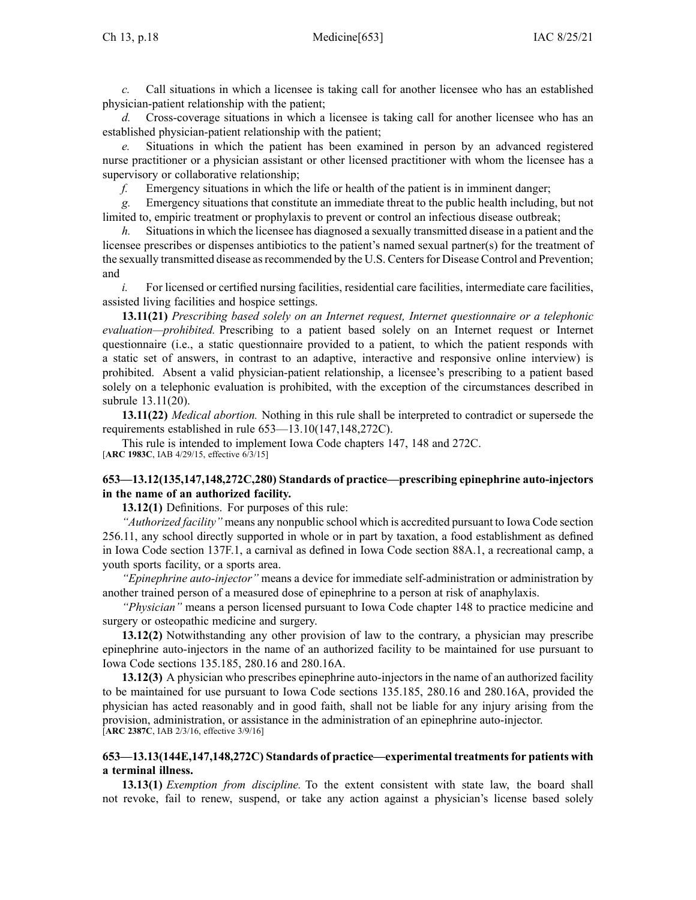*c.* Call situations in which a licensee is taking call for another licensee who has an established physician-patient relationship with the patient;

*d.* Cross-coverage situations in which a licensee is taking call for another licensee who has an established physician-patient relationship with the patient;

*e.* Situations in which the patient has been examined in person by an advanced registered nurse practitioner or a physician assistant or other licensed practitioner with whom the licensee has a supervisory or collaborative relationship;

*f.* Emergency situations in which the life or health of the patient is in imminent danger;

*g.* Emergency situations that constitute an immediate threat to the public health including, but not limited to, empiric treatment or prophylaxis to prevent or control an infectious disease outbreak;

*h.* Situations in which the licensee has diagnosed a sexually transmitted disease in a patient and the licensee prescribes or dispenses antibiotics to the patient's named sexual partner(s) for the treatment of the sexually transmitted disease as recommended by the U.S. Centers for Disease Control and Prevention; and

*i.* For licensed or certified nursing facilities, residential care facilities, intermediate care facilities, assisted living facilities and hospice settings.

**13.11(21)** *Prescribing based solely on an Internet request, Internet questionnaire or a telephonic evaluation—prohibited.* Prescribing to a patient based solely on an Internet request or Internet questionnaire (i.e., a static questionnaire provided to a patient, to which the patient responds with a static set of answers, in contrast to an adaptive, interactive and responsive online interview) is prohibited. Absent a valid physician-patient relationship, a licensee's prescribing to a patient based solely on a telephonic evaluation is prohibited, with the exception of the circumstances described in subrule 13.11(20).

**13.11(22)** *Medical abortion.* Nothing in this rule shall be interpreted to contradict or supersede the requirements established in rule 653—13.10(147,148,272C).

This rule is intended to implement Iowa Code chapters 147, 148 and 272C.
[**ARC 1983C**, IAB 4/29/15, effective 6/3/15]

### 653—13.12(135,147,148,272C,280) Standards of practice—prescribing epinephrine auto-injectors in the name of an authorized facility.

**13.12(1)** Definitions. For purposes of this rule:

*"Authorized facility"* means any nonpublic school which is accredited pursuant to Iowa Code section 256.11, any school directly supported in whole or in part by taxation, a food establishment as defined in Iowa Code section 137F.1, a carnival as defined in Iowa Code section 88A.1, a recreational camp, a youth sports facility, or a sports area.

*"Epinephrine auto-injector"* means a device for immediate self-administration or administration by another trained person of a measured dose of epinephrine to a person at risk of anaphylaxis.

*"Physician"* means a person licensed pursuant to Iowa Code chapter 148 to practice medicine and surgery or osteopathic medicine and surgery.

**13.12(2)** Notwithstanding any other provision of law to the contrary, a physician may prescribe epinephrine auto-injectors in the name of an authorized facility to be maintained for use pursuant to Iowa Code sections 135.185, 280.16 and 280.16A.

**13.12(3)** A physician who prescribes epinephrine auto-injectors in the name of an authorized facility to be maintained for use pursuant to Iowa Code sections 135.185, 280.16 and 280.16A, provided the physician has acted reasonably and in good faith, shall not be liable for any injury arising from the provision, administration, or assistance in the administration of an epinephrine auto-injector.
[**ARC 2387C**, IAB 2/3/16, effective 3/9/16]

### 653—13.13(144E,147,148,272C) Standards of practice—experimental treatments for patients with a terminal illness.

**13.13(1)** *Exemption from discipline.* To the extent consistent with state law, the board shall not revoke, fail to renew, suspend, or take any action against a physician's license based solely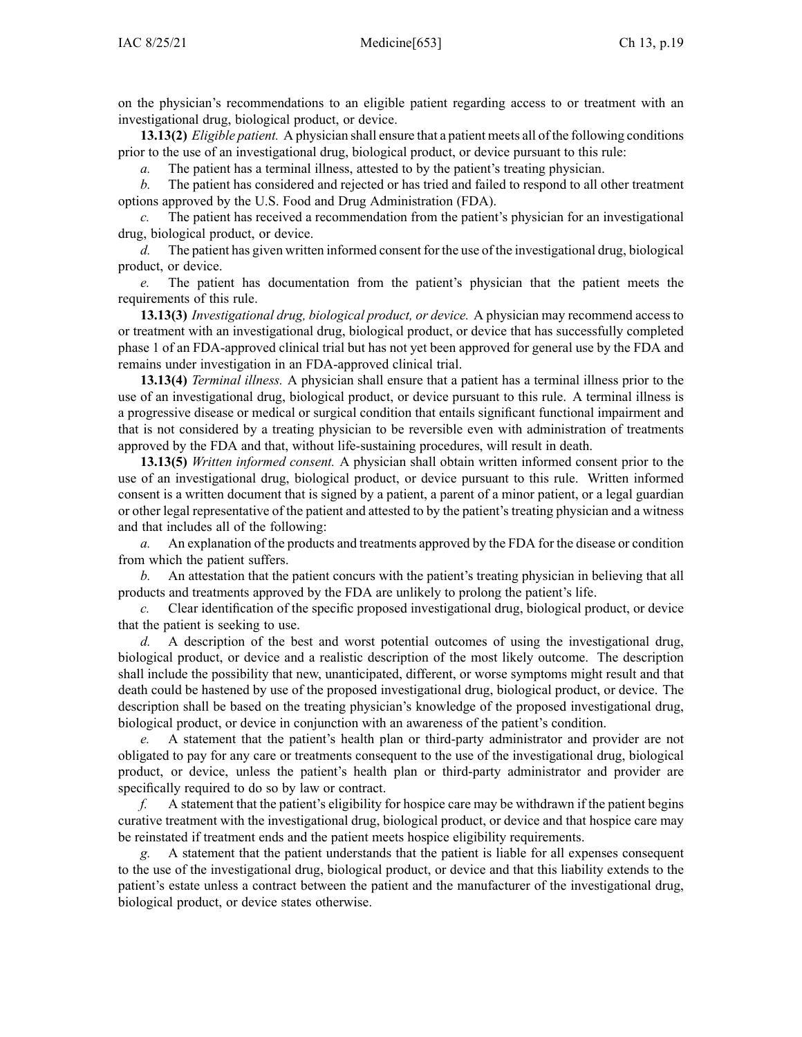on the physician's recommendations to an eligible patient regarding access to or treatment with an investigational drug, biological product, or device.

**13.13(2)** *Eligible patient.* A physician shall ensure that a patient meets all of the following conditions prior to the use of an investigational drug, biological product, or device pursuant to this rule:

*a.* The patient has a terminal illness, attested to by the patient's treating physician.

*b.* The patient has considered and rejected or has tried and failed to respond to all other treatment options approved by the U.S. Food and Drug Administration (FDA).

*c.* The patient has received a recommendation from the patient's physician for an investigational drug, biological product, or device.

*d.* The patient has given written informed consent for the use of the investigational drug, biological product, or device.

*e.* The patient has documentation from the patient's physician that the patient meets the requirements of this rule.

**13.13(3)** *Investigational drug, biological product, or device.* A physician may recommend access to or treatment with an investigational drug, biological product, or device that has successfully completed phase 1 of an FDA-approved clinical trial but has not yet been approved for general use by the FDA and remains under investigation in an FDA-approved clinical trial.

**13.13(4)** *Terminal illness.* A physician shall ensure that a patient has a terminal illness prior to the use of an investigational drug, biological product, or device pursuant to this rule. A terminal illness is a progressive disease or medical or surgical condition that entails significant functional impairment and that is not considered by a treating physician to be reversible even with administration of treatments approved by the FDA and that, without life-sustaining procedures, will result in death.

**13.13(5)** *Written informed consent.* A physician shall obtain written informed consent prior to the use of an investigational drug, biological product, or device pursuant to this rule. Written informed consent is a written document that is signed by a patient, a parent of a minor patient, or a legal guardian or other legal representative of the patient and attested to by the patient's treating physician and a witness and that includes all of the following:

*a.* An explanation of the products and treatments approved by the FDA for the disease or condition from which the patient suffers.

*b.* An attestation that the patient concurs with the patient's treating physician in believing that all products and treatments approved by the FDA are unlikely to prolong the patient's life.

*c.* Clear identification of the specific proposed investigational drug, biological product, or device that the patient is seeking to use.

*d.* A description of the best and worst potential outcomes of using the investigational drug, biological product, or device and a realistic description of the most likely outcome. The description shall include the possibility that new, unanticipated, different, or worse symptoms might result and that death could be hastened by use of the proposed investigational drug, biological product, or device. The description shall be based on the treating physician's knowledge of the proposed investigational drug, biological product, or device in conjunction with an awareness of the patient's condition.

*e.* A statement that the patient's health plan or third-party administrator and provider are not obligated to pay for any care or treatments consequent to the use of the investigational drug, biological product, or device, unless the patient's health plan or third-party administrator and provider are specifically required to do so by law or contract.

*f.* A statement that the patient's eligibility for hospice care may be withdrawn if the patient begins curative treatment with the investigational drug, biological product, or device and that hospice care may be reinstated if treatment ends and the patient meets hospice eligibility requirements.

*g.* A statement that the patient understands that the patient is liable for all expenses consequent to the use of the investigational drug, biological product, or device and that this liability extends to the patient's estate unless a contract between the patient and the manufacturer of the investigational drug, biological product, or device states otherwise.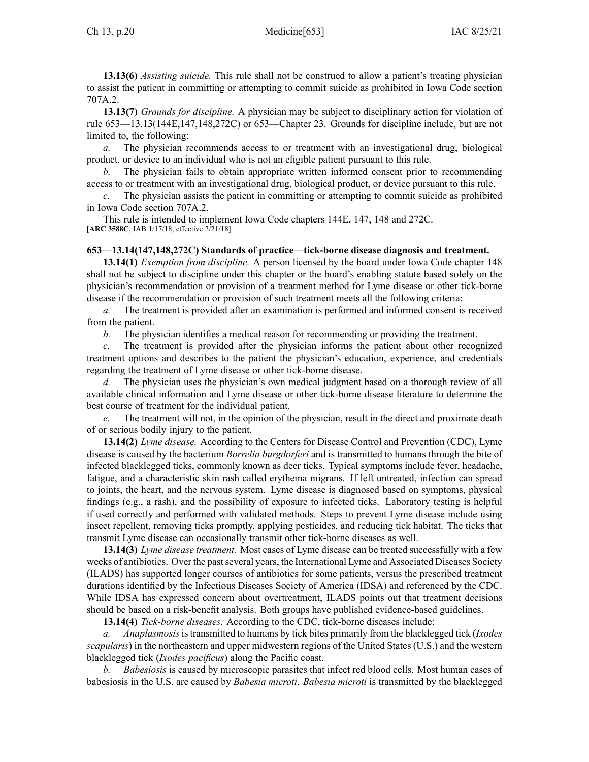**13.13(6)** *Assisting suicide.* This rule shall not be construed to allow a patient's treating physician to assist the patient in committing or attempting to commit suicide as prohibited in Iowa Code section 707A.2.

**13.13(7)** *Grounds for discipline.* A physician may be subject to disciplinary action for violation of rule 653—13.13(144E,147,148,272C) or 653—Chapter 23. Grounds for discipline include, but are not limited to, the following:

*a.* The physician recommends access to or treatment with an investigational drug, biological product, or device to an individual who is not an eligible patient pursuant to this rule.

*b.* The physician fails to obtain appropriate written informed consent prior to recommending access to or treatment with an investigational drug, biological product, or device pursuant to this rule.

*c.* The physician assists the patient in committing or attempting to commit suicide as prohibited in Iowa Code section 707A.2.

This rule is intended to implement Iowa Code chapters 144E, 147, 148 and 272C.
[**ARC 3588C**, IAB 1/17/18, effective 2/21/18]

**653—13.14(147,148,272C) Standards of practice—tick-borne disease diagnosis and treatment.**

**13.14(1)** *Exemption from discipline.* A person licensed by the board under Iowa Code chapter 148 shall not be subject to discipline under this chapter or the board's enabling statute based solely on the physician's recommendation or provision of a treatment method for Lyme disease or other tick-borne disease if the recommendation or provision of such treatment meets all the following criteria:

*a.* The treatment is provided after an examination is performed and informed consent is received from the patient.

*b.* The physician identifies a medical reason for recommending or providing the treatment.

*c.* The treatment is provided after the physician informs the patient about other recognized treatment options and describes to the patient the physician's education, experience, and credentials regarding the treatment of Lyme disease or other tick-borne disease.

*d.* The physician uses the physician's own medical judgment based on a thorough review of all available clinical information and Lyme disease or other tick-borne disease literature to determine the best course of treatment for the individual patient.

*e.* The treatment will not, in the opinion of the physician, result in the direct and proximate death of or serious bodily injury to the patient.

**13.14(2)** *Lyme disease.* According to the Centers for Disease Control and Prevention (CDC), Lyme disease is caused by the bacterium *Borrelia burgdorferi* and is transmitted to humans through the bite of infected blacklegged ticks, commonly known as deer ticks. Typical symptoms include fever, headache, fatigue, and a characteristic skin rash called erythema migrans. If left untreated, infection can spread to joints, the heart, and the nervous system. Lyme disease is diagnosed based on symptoms, physical findings (e.g., a rash), and the possibility of exposure to infected ticks. Laboratory testing is helpful if used correctly and performed with validated methods. Steps to prevent Lyme disease include using insect repellent, removing ticks promptly, applying pesticides, and reducing tick habitat. The ticks that transmit Lyme disease can occasionally transmit other tick-borne diseases as well.

**13.14(3)** *Lyme disease treatment.* Most cases of Lyme disease can be treated successfully with a few weeks of antibiotics. Over the past several years, the International Lyme and Associated Diseases Society (ILADS) has supported longer courses of antibiotics for some patients, versus the prescribed treatment durations identified by the Infectious Diseases Society of America (IDSA) and referenced by the CDC. While IDSA has expressed concern about overtreatment, ILADS points out that treatment decisions should be based on a risk-benefit analysis. Both groups have published evidence-based guidelines.

**13.14(4)** *Tick-borne diseases.* According to the CDC, tick-borne diseases include:

*a.* *Anaplasmosis* is transmitted to humans by tick bites primarily from the blacklegged tick (*Ixodes scapularis*) in the northeastern and upper midwestern regions of the United States (U.S.) and the western blacklegged tick (*Ixodes pacificus*) along the Pacific coast.

*b.* *Babesiosis* is caused by microscopic parasites that infect red blood cells. Most human cases of babesiosis in the U.S. are caused by *Babesia microti*. *Babesia microti* is transmitted by the blacklegged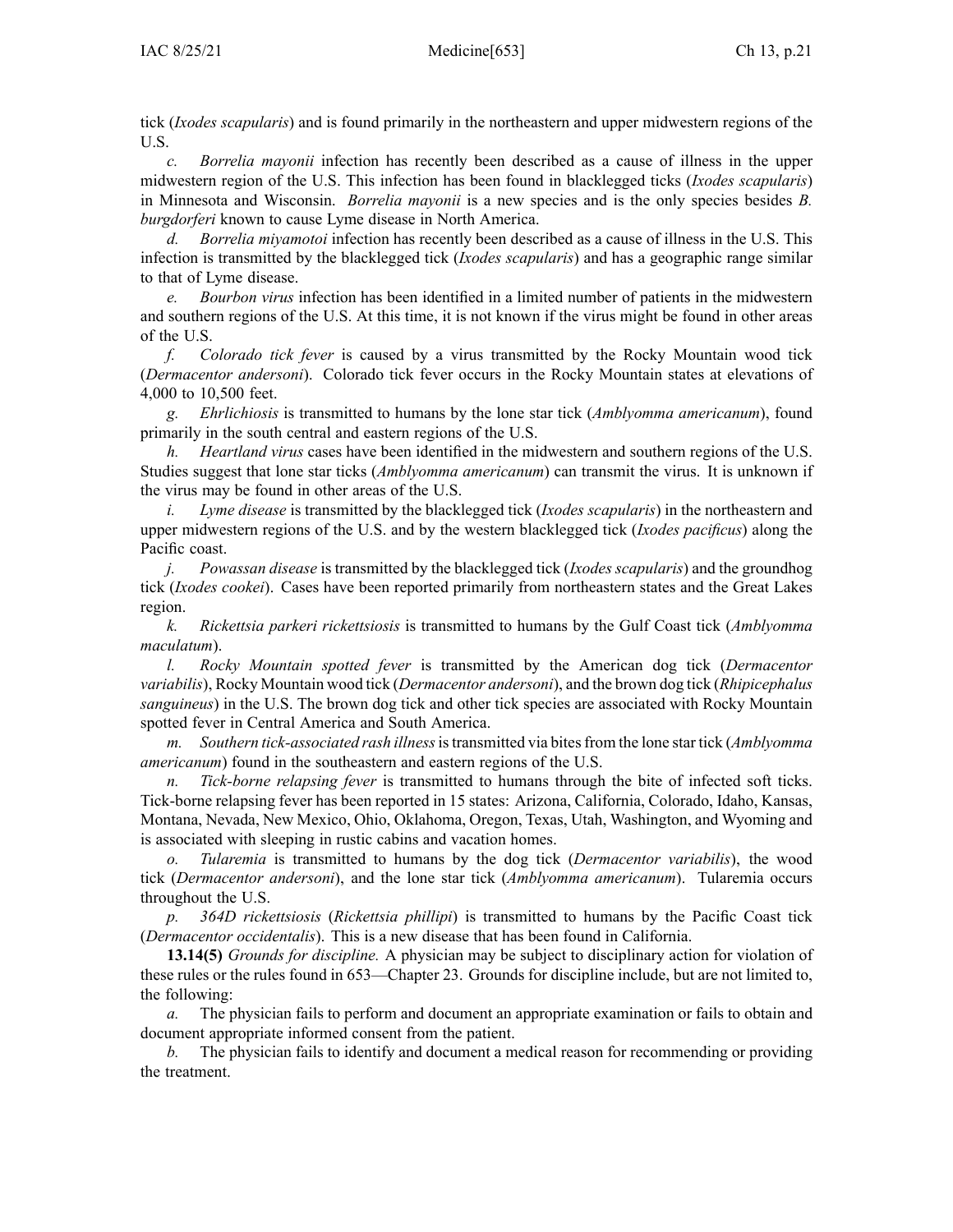tick (*Ixodes scapularis*) and is found primarily in the northeastern and upper midwestern regions of the U.S.

*c.* *Borrelia mayonii* infection has recently been described as a cause of illness in the upper midwestern region of the U.S. This infection has been found in blacklegged ticks (*Ixodes scapularis*) in Minnesota and Wisconsin. *Borrelia mayonii* is a new species and is the only species besides *B. burgdorferi* known to cause Lyme disease in North America.

*d.* *Borrelia miyamotoi* infection has recently been described as a cause of illness in the U.S. This infection is transmitted by the blacklegged tick (*Ixodes scapularis*) and has a geographic range similar to that of Lyme disease.

*e.* *Bourbon virus* infection has been identified in a limited number of patients in the midwestern and southern regions of the U.S. At this time, it is not known if the virus might be found in other areas of the U.S.

*f.* *Colorado tick fever* is caused by a virus transmitted by the Rocky Mountain wood tick (*Dermacentor andersoni*). Colorado tick fever occurs in the Rocky Mountain states at elevations of 4,000 to 10,500 feet.

*g.* *Ehrlichiosis* is transmitted to humans by the lone star tick (*Amblyomma americanum*), found primarily in the south central and eastern regions of the U.S.

*h.* *Heartland virus* cases have been identified in the midwestern and southern regions of the U.S. Studies suggest that lone star ticks (*Amblyomma americanum*) can transmit the virus. It is unknown if the virus may be found in other areas of the U.S.

*i.* *Lyme disease* is transmitted by the blacklegged tick (*Ixodes scapularis*) in the northeastern and upper midwestern regions of the U.S. and by the western blacklegged tick (*Ixodes pacificus*) along the Pacific coast.

*j.* *Powassan disease* is transmitted by the blacklegged tick (*Ixodes scapularis*) and the groundhog tick (*Ixodes cookei*). Cases have been reported primarily from northeastern states and the Great Lakes region.

*k.* *Rickettsia parkeri rickettsiosis* is transmitted to humans by the Gulf Coast tick (*Amblyomma maculatum*).

*l.* *Rocky Mountain spotted fever* is transmitted by the American dog tick (*Dermacentor variabilis*), Rocky Mountain wood tick (*Dermacentor andersoni*), and the brown dog tick (*Rhipicephalus sanguineus*) in the U.S. The brown dog tick and other tick species are associated with Rocky Mountain spotted fever in Central America and South America.

*m.* *Southern tick-associated rash illness* is transmitted via bites from the lone star tick (*Amblyomma americanum*) found in the southeastern and eastern regions of the U.S.

*n.* *Tick-borne relapsing fever* is transmitted to humans through the bite of infected soft ticks. Tick-borne relapsing fever has been reported in 15 states: Arizona, California, Colorado, Idaho, Kansas, Montana, Nevada, New Mexico, Ohio, Oklahoma, Oregon, Texas, Utah, Washington, and Wyoming and is associated with sleeping in rustic cabins and vacation homes.

*o.* *Tularemia* is transmitted to humans by the dog tick (*Dermacentor variabilis*), the wood tick (*Dermacentor andersoni*), and the lone star tick (*Amblyomma americanum*). Tularemia occurs throughout the U.S.

*p.* *364D rickettsiosis* (*Rickettsia phillipi*) is transmitted to humans by the Pacific Coast tick (*Dermacentor occidentalis*). This is a new disease that has been found in California.

**13.14(5)** *Grounds for discipline.* A physician may be subject to disciplinary action for violation of these rules or the rules found in 653—Chapter 23. Grounds for discipline include, but are not limited to, the following:

*a.* The physician fails to perform and document an appropriate examination or fails to obtain and document appropriate informed consent from the patient.

*b.* The physician fails to identify and document a medical reason for recommending or providing the treatment.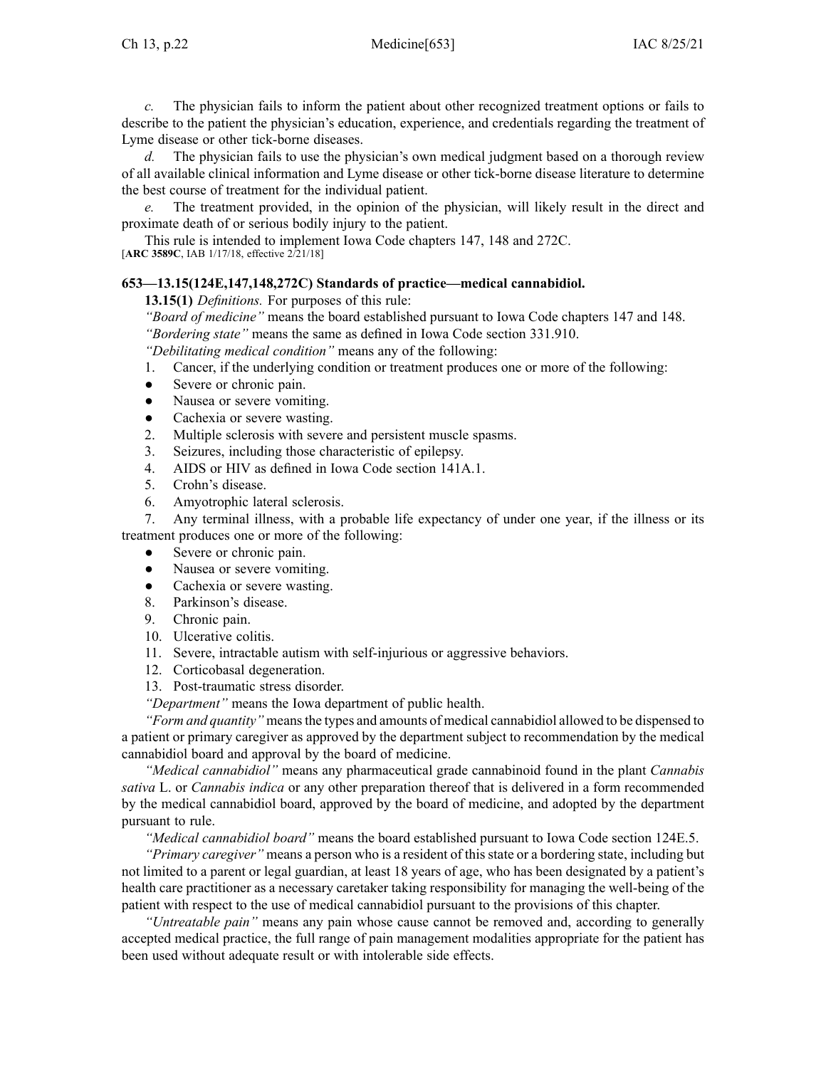*c.* The physician fails to inform the patient about other recognized treatment options or fails to describe to the patient the physician's education, experience, and credentials regarding the treatment of Lyme disease or other tick-borne diseases.

*d.* The physician fails to use the physician's own medical judgment based on a thorough review of all available clinical information and Lyme disease or other tick-borne disease literature to determine the best course of treatment for the individual patient.

*e.* The treatment provided, in the opinion of the physician, will likely result in the direct and proximate death of or serious bodily injury to the patient.

This rule is intended to implement Iowa Code chapters 147, 148 and 272C.
[**ARC 3589C**, IAB 1/17/18, effective 2/21/18]

### 653—13.15(124E,147,148,272C) Standards of practice—medical cannabidiol.

**13.15(1)** *Definitions.* For purposes of this rule:

*"Board of medicine"* means the board established pursuant to Iowa Code chapters 147 and 148.

*"Bordering state"* means the same as defined in Iowa Code section 331.910.

*"Debilitating medical condition"* means any of the following:

1. Cancer, if the underlying condition or treatment produces one or more of the following:
   - Severe or chronic pain.
   - Nausea or severe vomiting.
   - Cachexia or severe wasting.
2. Multiple sclerosis with severe and persistent muscle spasms.
3. Seizures, including those characteristic of epilepsy.
4. AIDS or HIV as defined in Iowa Code section 141A.1.
5. Crohn's disease.
6. Amyotrophic lateral sclerosis.
7. Any terminal illness, with a probable life expectancy of under one year, if the illness or its treatment produces one or more of the following:
   - Severe or chronic pain.
   - Nausea or severe vomiting.
   - Cachexia or severe wasting.
8. Parkinson's disease.
9. Chronic pain.
10. Ulcerative colitis.
11. Severe, intractable autism with self-injurious or aggressive behaviors.
12. Corticobasal degeneration.
13. Post-traumatic stress disorder.

*"Department"* means the Iowa department of public health.

*"Form and quantity"* means the types and amounts of medical cannabidiol allowed to be dispensed to a patient or primary caregiver as approved by the department subject to recommendation by the medical cannabidiol board and approval by the board of medicine.

*"Medical cannabidiol"* means any pharmaceutical grade cannabinoid found in the plant *Cannabis sativa* L. or *Cannabis indica* or any other preparation thereof that is delivered in a form recommended by the medical cannabidiol board, approved by the board of medicine, and adopted by the department pursuant to rule.

*"Medical cannabidiol board"* means the board established pursuant to Iowa Code section 124E.5.

*"Primary caregiver"* means a person who is a resident of this state or a bordering state, including but not limited to a parent or legal guardian, at least 18 years of age, who has been designated by a patient's health care practitioner as a necessary caretaker taking responsibility for managing the well-being of the patient with respect to the use of medical cannabidiol pursuant to the provisions of this chapter.

*"Untreatable pain"* means any pain whose cause cannot be removed and, according to generally accepted medical practice, the full range of pain management modalities appropriate for the patient has been used without adequate result or with intolerable side effects.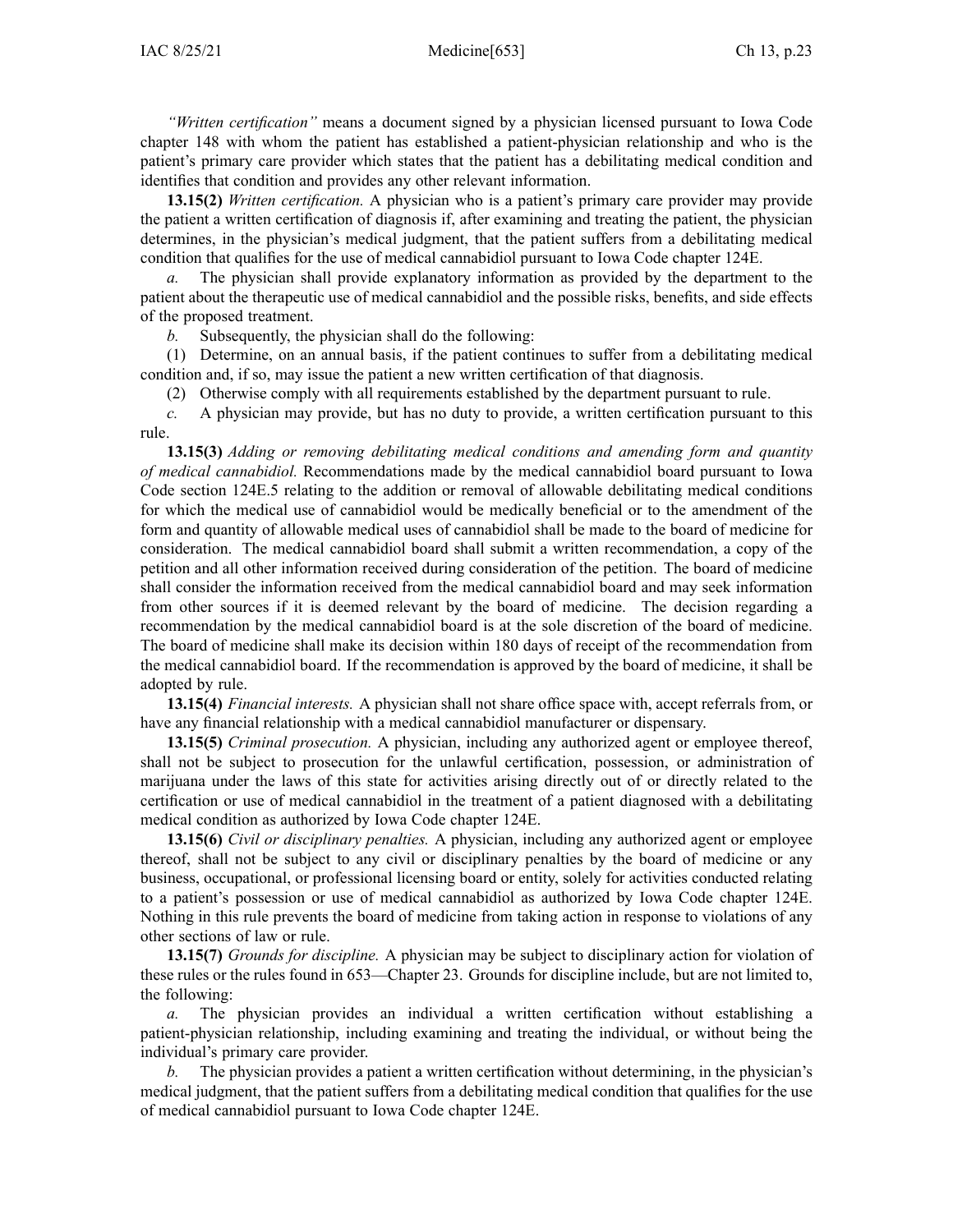*"Written certification"* means a document signed by a physician licensed pursuant to Iowa Code chapter 148 with whom the patient has established a patient-physician relationship and who is the patient's primary care provider which states that the patient has a debilitating medical condition and identifies that condition and provides any other relevant information.

**13.15(2)** *Written certification.* A physician who is a patient's primary care provider may provide the patient a written certification of diagnosis if, after examining and treating the patient, the physician determines, in the physician's medical judgment, that the patient suffers from a debilitating medical condition that qualifies for the use of medical cannabidiol pursuant to Iowa Code chapter 124E.

*a.* The physician shall provide explanatory information as provided by the department to the patient about the therapeutic use of medical cannabidiol and the possible risks, benefits, and side effects of the proposed treatment.

*b.* Subsequently, the physician shall do the following:

(1) Determine, on an annual basis, if the patient continues to suffer from a debilitating medical condition and, if so, may issue the patient a new written certification of that diagnosis.

(2) Otherwise comply with all requirements established by the department pursuant to rule.

*c.* A physician may provide, but has no duty to provide, a written certification pursuant to this rule.

**13.15(3)** *Adding or removing debilitating medical conditions and amending form and quantity of medical cannabidiol.* Recommendations made by the medical cannabidiol board pursuant to Iowa Code section 124E.5 relating to the addition or removal of allowable debilitating medical conditions for which the medical use of cannabidiol would be medically beneficial or to the amendment of the form and quantity of allowable medical uses of cannabidiol shall be made to the board of medicine for consideration. The medical cannabidiol board shall submit a written recommendation, a copy of the petition and all other information received during consideration of the petition. The board of medicine shall consider the information received from the medical cannabidiol board and may seek information from other sources if it is deemed relevant by the board of medicine. The decision regarding a recommendation by the medical cannabidiol board is at the sole discretion of the board of medicine. The board of medicine shall make its decision within 180 days of receipt of the recommendation from the medical cannabidiol board. If the recommendation is approved by the board of medicine, it shall be adopted by rule.

**13.15(4)** *Financial interests.* A physician shall not share office space with, accept referrals from, or have any financial relationship with a medical cannabidiol manufacturer or dispensary.

**13.15(5)** *Criminal prosecution.* A physician, including any authorized agent or employee thereof, shall not be subject to prosecution for the unlawful certification, possession, or administration of marijuana under the laws of this state for activities arising directly out of or directly related to the certification or use of medical cannabidiol in the treatment of a patient diagnosed with a debilitating medical condition as authorized by Iowa Code chapter 124E.

**13.15(6)** *Civil or disciplinary penalties.* A physician, including any authorized agent or employee thereof, shall not be subject to any civil or disciplinary penalties by the board of medicine or any business, occupational, or professional licensing board or entity, solely for activities conducted relating to a patient's possession or use of medical cannabidiol as authorized by Iowa Code chapter 124E. Nothing in this rule prevents the board of medicine from taking action in response to violations of any other sections of law or rule.

**13.15(7)** *Grounds for discipline.* A physician may be subject to disciplinary action for violation of these rules or the rules found in 653—Chapter 23. Grounds for discipline include, but are not limited to, the following:

*a.* The physician provides an individual a written certification without establishing a patient-physician relationship, including examining and treating the individual, or without being the individual's primary care provider.

*b.* The physician provides a patient a written certification without determining, in the physician's medical judgment, that the patient suffers from a debilitating medical condition that qualifies for the use of medical cannabidiol pursuant to Iowa Code chapter 124E.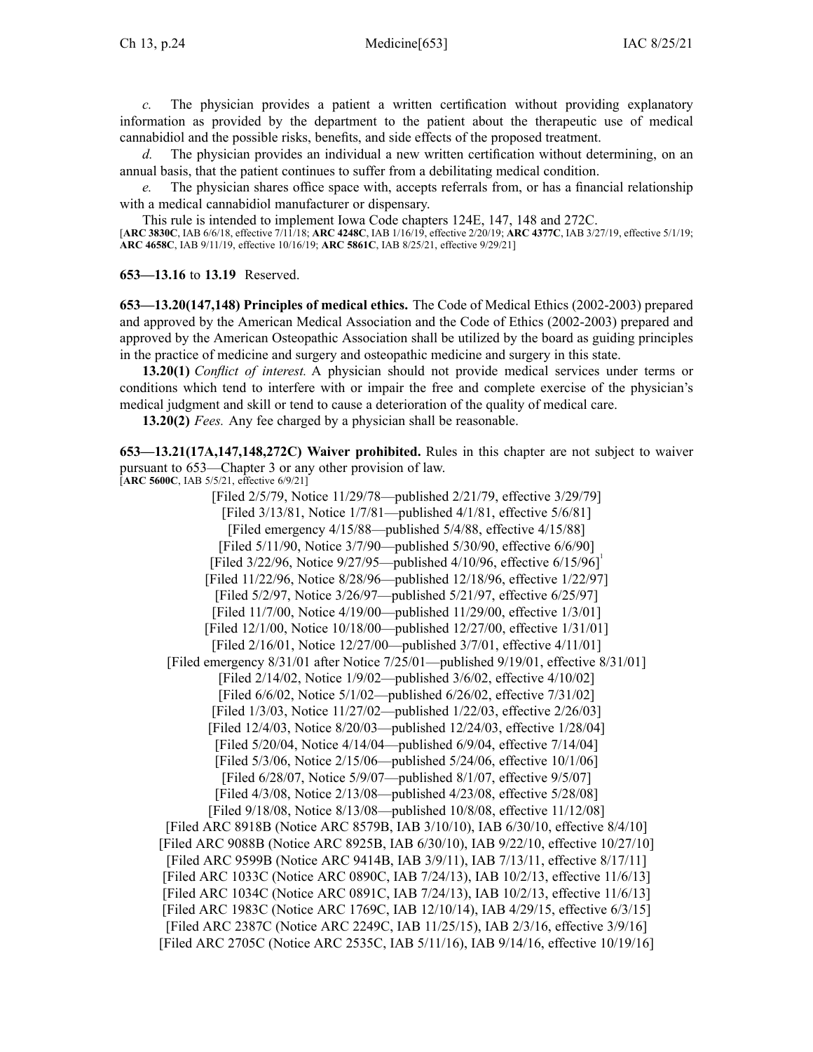*c.* The physician provides a patient a written certification without providing explanatory information as provided by the department to the patient about the therapeutic use of medical cannabidiol and the possible risks, benefits, and side effects of the proposed treatment.

*d.* The physician provides an individual a new written certification without determining, on an annual basis, that the patient continues to suffer from a debilitating medical condition.

*e.* The physician shares office space with, accepts referrals from, or has a financial relationship with a medical cannabidiol manufacturer or dispensary.

This rule is intended to implement Iowa Code chapters 124E, 147, 148 and 272C.
[**ARC 3830C**, IAB 6/6/18, effective 7/11/18; **ARC 4248C**, IAB 1/16/19, effective 2/20/19; **ARC 4377C**, IAB 3/27/19, effective 5/1/19; **ARC 4658C**, IAB 9/11/19, effective 10/16/19; **ARC 5861C**, IAB 8/25/21, effective 9/29/21]

**653—13.16** to **13.19** Reserved.

**653—13.20(147,148) Principles of medical ethics.** The Code of Medical Ethics (2002-2003) prepared and approved by the American Medical Association and the Code of Ethics (2002-2003) prepared and approved by the American Osteopathic Association shall be utilized by the board as guiding principles in the practice of medicine and surgery and osteopathic medicine and surgery in this state.

**13.20(1)** *Conflict of interest.* A physician should not provide medical services under terms or conditions which tend to interfere with or impair the free and complete exercise of the physician's medical judgment and skill or tend to cause a deterioration of the quality of medical care.

**13.20(2)** *Fees.* Any fee charged by a physician shall be reasonable.

**653—13.21(17A,147,148,272C) Waiver prohibited.** Rules in this chapter are not subject to waiver pursuant to 653—Chapter 3 or any other provision of law.
[**ARC 5600C**, IAB 5/5/21, effective 6/9/21]

[Filed 2/5/79, Notice 11/29/78—published 2/21/79, effective 3/29/79]
[Filed 3/13/81, Notice 1/7/81—published 4/1/81, effective 5/6/81]
[Filed emergency 4/15/88—published 5/4/88, effective 4/15/88]
[Filed 5/11/90, Notice 3/7/90—published 5/30/90, effective 6/6/90]
[Filed 3/22/96, Notice 9/27/95—published 4/10/96, effective 6/15/96][1]
[Filed 11/22/96, Notice 8/28/96—published 12/18/96, effective 1/22/97]
[Filed 5/2/97, Notice 3/26/97—published 5/21/97, effective 6/25/97]
[Filed 11/7/00, Notice 4/19/00—published 11/29/00, effective 1/3/01]
[Filed 12/1/00, Notice 10/18/00—published 12/27/00, effective 1/31/01]
[Filed 2/16/01, Notice 12/27/00—published 3/7/01, effective 4/11/01]
[Filed emergency 8/31/01 after Notice 7/25/01—published 9/19/01, effective 8/31/01]
[Filed 2/14/02, Notice 1/9/02—published 3/6/02, effective 4/10/02]
[Filed 6/6/02, Notice 5/1/02—published 6/26/02, effective 7/31/02]
[Filed 1/3/03, Notice 11/27/02—published 1/22/03, effective 2/26/03]
[Filed 12/4/03, Notice 8/20/03—published 12/24/03, effective 1/28/04]
[Filed 5/20/04, Notice 4/14/04—published 6/9/04, effective 7/14/04]
[Filed 5/3/06, Notice 2/15/06—published 5/24/06, effective 10/1/06]
[Filed 6/28/07, Notice 5/9/07—published 8/1/07, effective 9/5/07]
[Filed 4/3/08, Notice 2/13/08—published 4/23/08, effective 5/28/08]
[Filed 9/18/08, Notice 8/13/08—published 10/8/08, effective 11/12/08]
[Filed ARC 8918B (Notice ARC 8579B, IAB 3/10/10), IAB 6/30/10, effective 8/4/10]
[Filed ARC 9088B (Notice ARC 8925B, IAB 6/30/10), IAB 9/22/10, effective 10/27/10]
[Filed ARC 9599B (Notice ARC 9414B, IAB 3/9/11), IAB 7/13/11, effective 8/17/11]
[Filed ARC 1033C (Notice ARC 0890C, IAB 7/24/13), IAB 10/2/13, effective 11/6/13]
[Filed ARC 1034C (Notice ARC 0891C, IAB 7/24/13), IAB 10/2/13, effective 11/6/13]
[Filed ARC 1983C (Notice ARC 1769C, IAB 12/10/14), IAB 4/29/15, effective 6/3/15]
[Filed ARC 2387C (Notice ARC 2249C, IAB 11/25/15), IAB 2/3/16, effective 3/9/16]
[Filed ARC 2705C (Notice ARC 2535C, IAB 5/11/16), IAB 9/14/16, effective 10/19/16]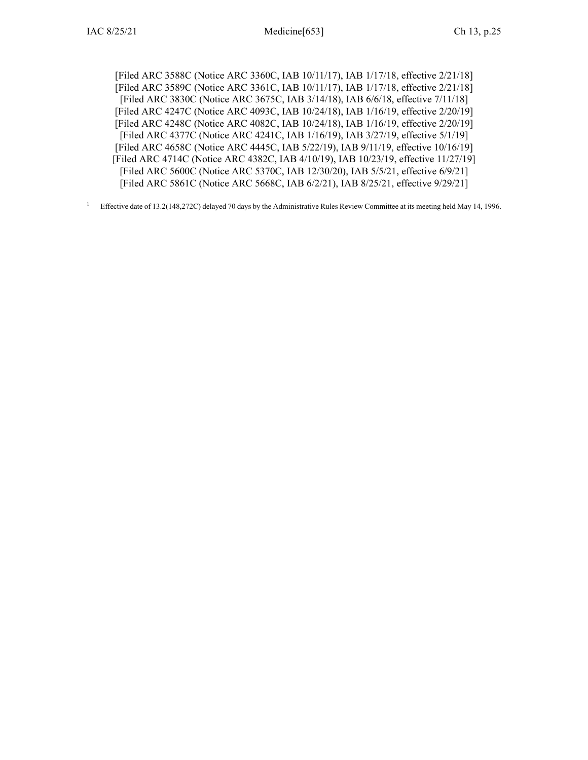[Filed ARC 3588C (Notice ARC 3360C, IAB 10/11/17), IAB 1/17/18, effective 2/21/18]
[Filed ARC 3589C (Notice ARC 3361C, IAB 10/11/17), IAB 1/17/18, effective 2/21/18]
[Filed ARC 3830C (Notice ARC 3675C, IAB 3/14/18), IAB 6/6/18, effective 7/11/18]
[Filed ARC 4247C (Notice ARC 4093C, IAB 10/24/18), IAB 1/16/19, effective 2/20/19]
[Filed ARC 4248C (Notice ARC 4082C, IAB 10/24/18), IAB 1/16/19, effective 2/20/19]
[Filed ARC 4377C (Notice ARC 4241C, IAB 1/16/19), IAB 3/27/19, effective 5/1/19]
[Filed ARC 4658C (Notice ARC 4445C, IAB 5/22/19), IAB 9/11/19, effective 10/16/19]
[Filed ARC 4714C (Notice ARC 4382C, IAB 4/10/19), IAB 10/23/19, effective 11/27/19]
[Filed ARC 5600C (Notice ARC 5370C, IAB 12/30/20), IAB 5/5/21, effective 6/9/21]
[Filed ARC 5861C (Notice ARC 5668C, IAB 6/2/21), IAB 8/25/21, effective 9/29/21]

[1] Effective date of 13.2(148,272C) delayed 70 days by the Administrative Rules Review Committee at its meeting held May 14, 1996.